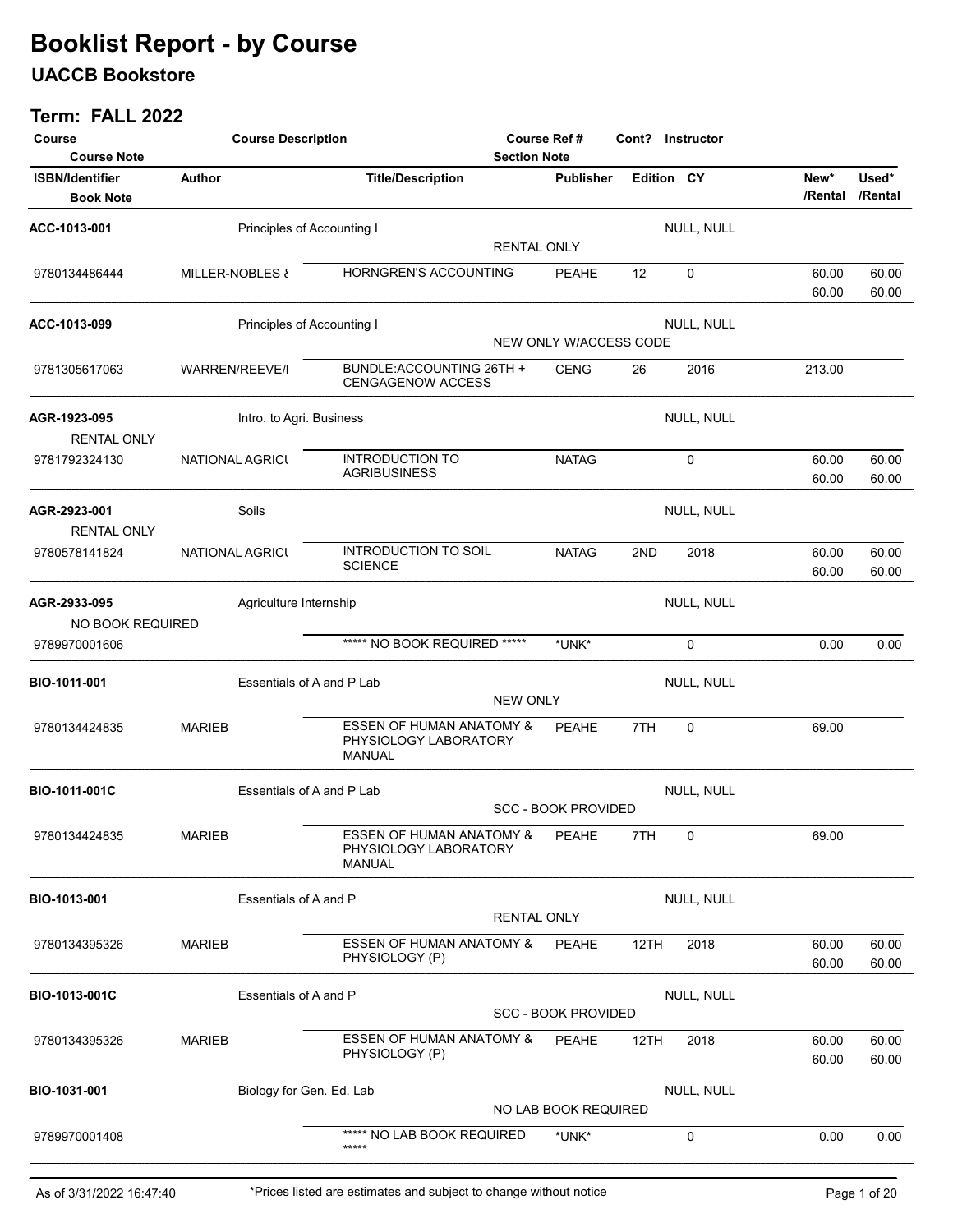# Booklist Report - by Course

## UACCB Bookstore

### Term: FALL 2022

| Course / Course Note | Course Description | Course Ref # / Section Note | Cont? | Instructor | | | |
|---|---|---|---|---|---|---|---|
| **ISBN/Identifier** / Book Note | **Author** | **Title/Description** | **Publisher** | **Edition** | **CY** | **New\* /Rental** | **Used\* /Rental** |
| **ACC-1013-001** | Principles of Accounting I | RENTAL ONLY | | NULL, NULL | | | |
| 9780134486444 | MILLER-NOBLES & | HORNGREN'S ACCOUNTING | PEAHE | 12 | 0 | 60.00 / 60.00 | 60.00 / 60.00 |
| **ACC-1013-099** | Principles of Accounting I | NEW ONLY W/ACCESS CODE | | NULL, NULL | | | |
| 9781305617063 | WARREN/REEVE/I | BUNDLE:ACCOUNTING 26TH + CENGAGENOW ACCESS | CENG | 26 | 2016 | 213.00 | |
| **AGR-1923-095** / RENTAL ONLY | Intro. to Agri. Business | | | NULL, NULL | | | |
| 9781792324130 | NATIONAL AGRICU | INTRODUCTION TO AGRIBUSINESS | NATAG | | 0 | 60.00 / 60.00 | 60.00 / 60.00 |
| **AGR-2923-001** / RENTAL ONLY | Soils | | | NULL, NULL | | | |
| 9780578141824 | NATIONAL AGRICU | INTRODUCTION TO SOIL SCIENCE | NATAG | 2ND | 2018 | 60.00 / 60.00 | 60.00 / 60.00 |
| **AGR-2933-095** / NO BOOK REQUIRED | Agriculture Internship | | | NULL, NULL | | | |
| 9789970001606 | | ***** NO BOOK REQUIRED ***** | *UNK* | | 0 | 0.00 | 0.00 |
| **BIO-1011-001** | Essentials of A and P Lab | NEW ONLY | | NULL, NULL | | | |
| 9780134424835 | MARIEB | ESSEN OF HUMAN ANATOMY & PHYSIOLOGY LABORATORY MANUAL | PEAHE | 7TH | 0 | 69.00 | |
| **BIO-1011-001C** | Essentials of A and P Lab | SCC - BOOK PROVIDED | | NULL, NULL | | | |
| 9780134424835 | MARIEB | ESSEN OF HUMAN ANATOMY & PHYSIOLOGY LABORATORY MANUAL | PEAHE | 7TH | 0 | 69.00 | |
| **BIO-1013-001** | Essentials of A and P | RENTAL ONLY | | NULL, NULL | | | |
| 9780134395326 | MARIEB | ESSEN OF HUMAN ANATOMY & PHYSIOLOGY (P) | PEAHE | 12TH | 2018 | 60.00 / 60.00 | 60.00 / 60.00 |
| **BIO-1013-001C** | Essentials of A and P | SCC - BOOK PROVIDED | | NULL, NULL | | | |
| 9780134395326 | MARIEB | ESSEN OF HUMAN ANATOMY & PHYSIOLOGY (P) | PEAHE | 12TH | 2018 | 60.00 / 60.00 | 60.00 / 60.00 |
| **BIO-1031-001** | Biology for Gen. Ed. Lab | NO LAB BOOK REQUIRED | | NULL, NULL | | | |
| 9789970001408 | | ***** NO LAB BOOK REQUIRED ***** | *UNK* | | 0 | 0.00 | 0.00 |

As of 3/31/2022 16:47:40 — *Prices listed are estimates and subject to change without notice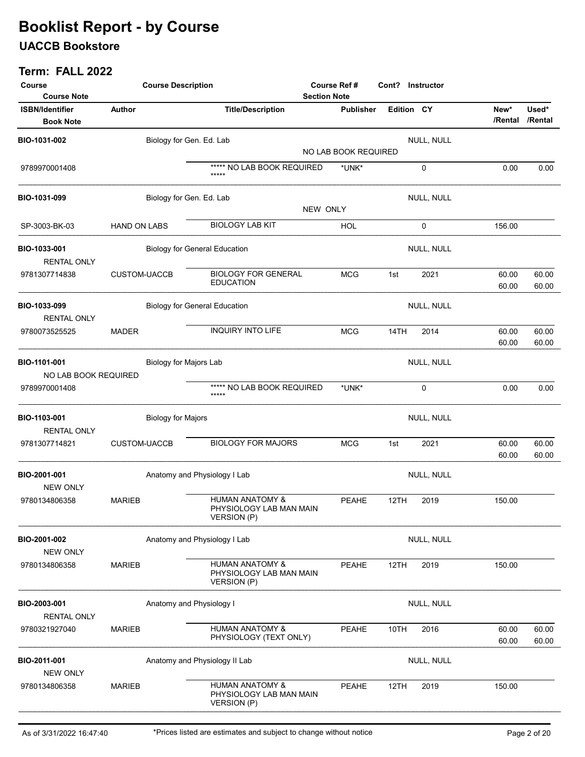# Booklist Report - by Course

## UACCB Bookstore

### Term: FALL 2022

| Course / Course Note | Course Description | Course Ref # / Section Note | Cont? | Instructor | | |
|---|---|---|---|---|---|---|

| ISBN/Identifier / Book Note | Author | Title/Description | Publisher | Edition | CY | New* /Rental | Used* /Rental |
|---|---|---|---|---|---|---|---|
| **BIO-1031-002** | Biology for Gen. Ed. Lab | NO LAB BOOK REQUIRED | | NULL, NULL | | | |
| 9789970001408 | | ***** NO LAB BOOK REQUIRED ***** | *UNK* | | 0 | 0.00 | 0.00 |
| **BIO-1031-099** | Biology for Gen. Ed. Lab | NEW ONLY | | NULL, NULL | | | |
| SP-3003-BK-03 | HAND ON LABS | BIOLOGY LAB KIT | HOL | | 0 | 156.00 | |
| **BIO-1033-001** RENTAL ONLY | Biology for General Education | | | NULL, NULL | | | |
| 9781307714838 | CUSTOM-UACCB | BIOLOGY FOR GENERAL EDUCATION | MCG | 1st | 2021 | 60.00 / 60.00 | 60.00 / 60.00 |
| **BIO-1033-099** RENTAL ONLY | Biology for General Education | | | NULL, NULL | | | |
| 9780073525525 | MADER | INQUIRY INTO LIFE | MCG | 14TH | 2014 | 60.00 / 60.00 | 60.00 / 60.00 |
| **BIO-1101-001** NO LAB BOOK REQUIRED | Biology for Majors Lab | | | NULL, NULL | | | |
| 9789970001408 | | ***** NO LAB BOOK REQUIRED ***** | *UNK* | | 0 | 0.00 | 0.00 |
| **BIO-1103-001** RENTAL ONLY | Biology for Majors | | | NULL, NULL | | | |
| 9781307714821 | CUSTOM-UACCB | BIOLOGY FOR MAJORS | MCG | 1st | 2021 | 60.00 / 60.00 | 60.00 / 60.00 |
| **BIO-2001-001** NEW ONLY | Anatomy and Physiology I Lab | | | NULL, NULL | | | |
| 9780134806358 | MARIEB | HUMAN ANATOMY & PHYSIOLOGY LAB MAN MAIN VERSION (P) | PEAHE | 12TH | 2019 | 150.00 | |
| **BIO-2001-002** NEW ONLY | Anatomy and Physiology I Lab | | | NULL, NULL | | | |
| 9780134806358 | MARIEB | HUMAN ANATOMY & PHYSIOLOGY LAB MAN MAIN VERSION (P) | PEAHE | 12TH | 2019 | 150.00 | |
| **BIO-2003-001** RENTAL ONLY | Anatomy and Physiology I | | | NULL, NULL | | | |
| 9780321927040 | MARIEB | HUMAN ANATOMY & PHYSIOLOGY (TEXT ONLY) | PEAHE | 10TH | 2016 | 60.00 / 60.00 | 60.00 / 60.00 |
| **BIO-2011-001** NEW ONLY | Anatomy and Physiology II Lab | | | NULL, NULL | | | |
| 9780134806358 | MARIEB | HUMAN ANATOMY & PHYSIOLOGY LAB MAN MAIN VERSION (P) | PEAHE | 12TH | 2019 | 150.00 | |

As of 3/31/2022 16:47:40 — *Prices listed are estimates and subject to change without notice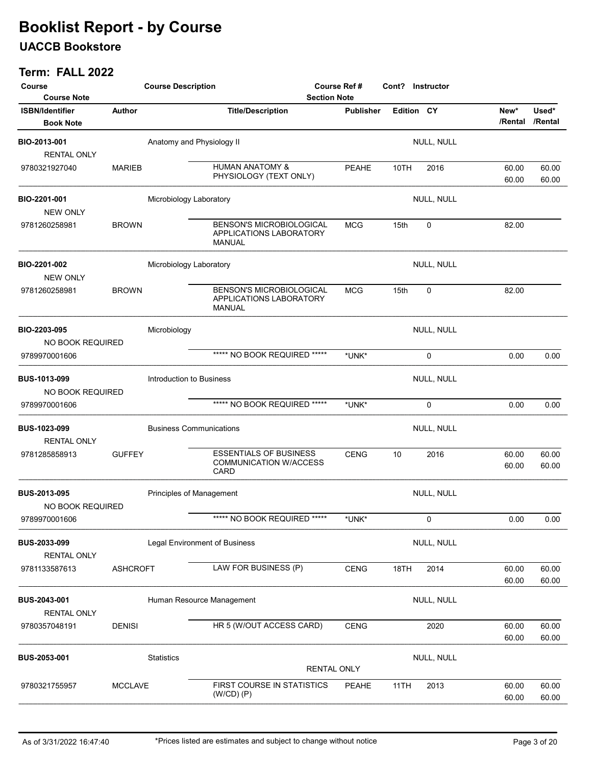# Booklist Report - by Course

## UACCB Bookstore

### Term: FALL 2022

| Course / Course Note | Course Description | Course Ref # / Section Note | Cont? | Instructor | | | |
|---|---|---|---|---|---|---|---|
| **ISBN/Identifier** / **Book Note** | **Author** | **Title/Description** | **Publisher** | **Edition** | **CY** | **New\* /Rental** | **Used\* /Rental** |
| **BIO-2013-001** | Anatomy and Physiology II | | | NULL, NULL | | | |
| RENTAL ONLY | | | | | | | |
| 9780321927040 | MARIEB | HUMAN ANATOMY & PHYSIOLOGY (TEXT ONLY) | PEAHE | 10TH | 2016 | 60.00 / 60.00 | 60.00 / 60.00 |
| **BIO-2201-001** | Microbiology Laboratory | | | NULL, NULL | | | |
| NEW ONLY | | | | | | | |
| 9781260258981 | BROWN | BENSON'S MICROBIOLOGICAL APPLICATIONS LABORATORY MANUAL | MCG | 15th | 0 | 82.00 | |
| **BIO-2201-002** | Microbiology Laboratory | | | NULL, NULL | | | |
| NEW ONLY | | | | | | | |
| 9781260258981 | BROWN | BENSON'S MICROBIOLOGICAL APPLICATIONS LABORATORY MANUAL | MCG | 15th | 0 | 82.00 | |
| **BIO-2203-095** | Microbiology | | | NULL, NULL | | | |
| NO BOOK REQUIRED | | | | | | | |
| 9789970001606 | | ***** NO BOOK REQUIRED ***** | *UNK* | | 0 | 0.00 | 0.00 |
| **BUS-1013-099** | Introduction to Business | | | NULL, NULL | | | |
| NO BOOK REQUIRED | | | | | | | |
| 9789970001606 | | ***** NO BOOK REQUIRED ***** | *UNK* | | 0 | 0.00 | 0.00 |
| **BUS-1023-099** | Business Communications | | | NULL, NULL | | | |
| RENTAL ONLY | | | | | | | |
| 9781285858913 | GUFFEY | ESSENTIALS OF BUSINESS COMMUNICATION W/ACCESS CARD | CENG | 10 | 2016 | 60.00 / 60.00 | 60.00 / 60.00 |
| **BUS-2013-095** | Principles of Management | | | NULL, NULL | | | |
| NO BOOK REQUIRED | | | | | | | |
| 9789970001606 | | ***** NO BOOK REQUIRED ***** | *UNK* | | 0 | 0.00 | 0.00 |
| **BUS-2033-099** | Legal Environment of Business | | | NULL, NULL | | | |
| RENTAL ONLY | | | | | | | |
| 9781133587613 | ASHCROFT | LAW FOR BUSINESS (P) | CENG | 18TH | 2014 | 60.00 / 60.00 | 60.00 / 60.00 |
| **BUS-2043-001** | Human Resource Management | | | NULL, NULL | | | |
| RENTAL ONLY | | | | | | | |
| 9780357048191 | DENISI | HR 5 (W/OUT ACCESS CARD) | CENG | | 2020 | 60.00 / 60.00 | 60.00 / 60.00 |
| **BUS-2053-001** | Statistics | RENTAL ONLY | | NULL, NULL | | | |
| 9780321755957 | MCCLAVE | FIRST COURSE IN STATISTICS (W/CD) (P) | PEAHE | 11TH | 2013 | 60.00 / 60.00 | 60.00 / 60.00 |

As of 3/31/2022 16:47:40 — *Prices listed are estimates and subject to change without notice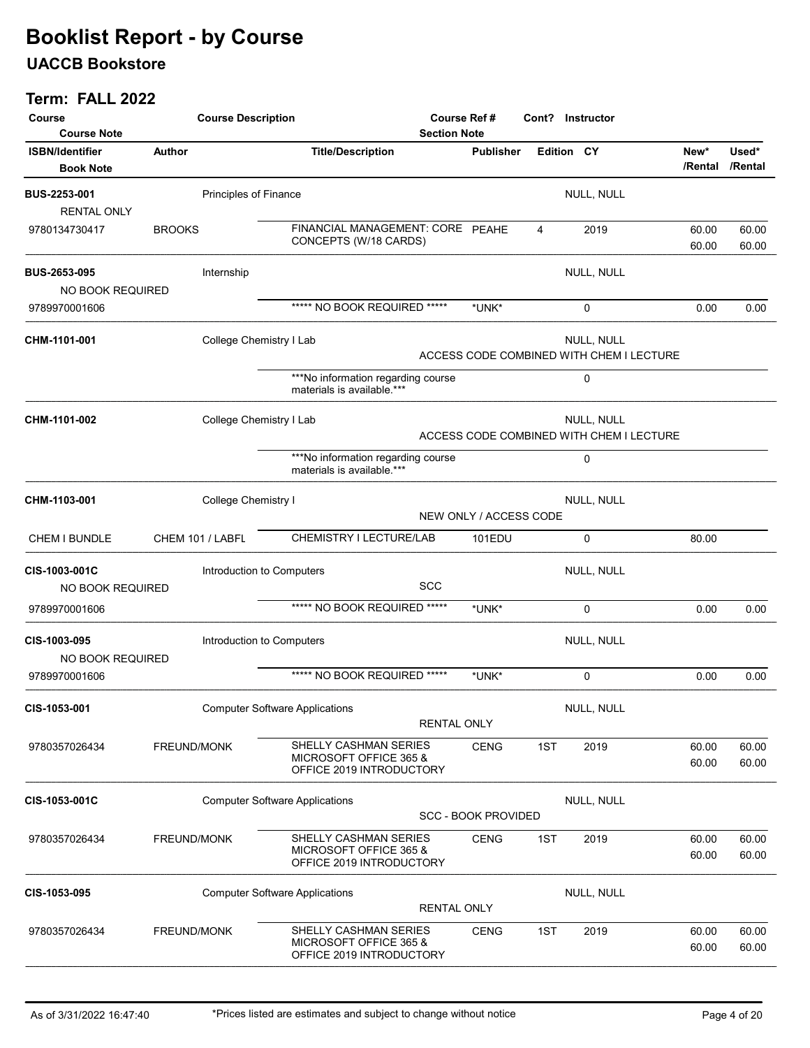# Booklist Report - by Course

## UACCB Bookstore

### Term: FALL 2022

| Course / Course Note | Course Description | Course Ref # / Section Note | Cont? | Instructor | | |
|---|---|---|---|---|---|---|
| **ISBN/Identifier / Book Note** | **Author** | **Title/Description** | **Publisher** | **Edition / CY** | **New* /Rental** | **Used* /Rental** |

| Course | Course Description | Section Note | Instructor |
|---|---|---|---|
| **BUS-2253-001** (RENTAL ONLY) | Principles of Finance | | NULL, NULL |

| ISBN/Identifier | Author | Title/Description | Publisher | Edition | CY | New*/Rental | Used*/Rental |
|---|---|---|---|---|---|---|---|
| 9780134730417 | BROOKS | FINANCIAL MANAGEMENT: CORE CONCEPTS (W/18 CARDS) | PEAHE | 4 | 2019 | 60.00 / 60.00 | 60.00 / 60.00 |

| Course | Course Description | Section Note | Instructor |
|---|---|---|---|
| **BUS-2653-095** (NO BOOK REQUIRED) | Internship | | NULL, NULL |

| ISBN/Identifier | Author | Title/Description | Publisher | Edition | CY | New*/Rental | Used*/Rental |
|---|---|---|---|---|---|---|---|
| 9789970001606 | | ***** NO BOOK REQUIRED ***** | *UNK* | | 0 | 0.00 | 0.00 |

| Course | Course Description | Section Note | Instructor |
|---|---|---|---|
| **CHM-1101-001** | College Chemistry I Lab | ACCESS CODE COMBINED WITH CHEM I LECTURE | NULL, NULL |

| ISBN/Identifier | Author | Title/Description | Publisher | Edition | CY | New*/Rental | Used*/Rental |
|---|---|---|---|---|---|---|---|
| | | ***No information regarding course materials is available.*** | | | 0 | | |

| Course | Course Description | Section Note | Instructor |
|---|---|---|---|
| **CHM-1101-002** | College Chemistry I Lab | ACCESS CODE COMBINED WITH CHEM I LECTURE | NULL, NULL |

| ISBN/Identifier | Author | Title/Description | Publisher | Edition | CY | New*/Rental | Used*/Rental |
|---|---|---|---|---|---|---|---|
| | | ***No information regarding course materials is available.*** | | | 0 | | |

| Course | Course Description | Section Note | Instructor |
|---|---|---|---|
| **CHM-1103-001** | College Chemistry I | NEW ONLY / ACCESS CODE | NULL, NULL |

| ISBN/Identifier | Author | Title/Description | Publisher | Edition | CY | New*/Rental | Used*/Rental |
|---|---|---|---|---|---|---|---|
| CHEM I BUNDLE | CHEM 101 / LABFL | CHEMISTRY I LECTURE/LAB | 101EDU | | 0 | 80.00 | |

| Course | Course Description | Section Note | Instructor |
|---|---|---|---|
| **CIS-1003-001C** (NO BOOK REQUIRED) | Introduction to Computers | SCC | NULL, NULL |

| ISBN/Identifier | Author | Title/Description | Publisher | Edition | CY | New*/Rental | Used*/Rental |
|---|---|---|---|---|---|---|---|
| 9789970001606 | | ***** NO BOOK REQUIRED ***** | *UNK* | | 0 | 0.00 | 0.00 |

| Course | Course Description | Section Note | Instructor |
|---|---|---|---|
| **CIS-1003-095** (NO BOOK REQUIRED) | Introduction to Computers | | NULL, NULL |

| ISBN/Identifier | Author | Title/Description | Publisher | Edition | CY | New*/Rental | Used*/Rental |
|---|---|---|---|---|---|---|---|
| 9789970001606 | | ***** NO BOOK REQUIRED ***** | *UNK* | | 0 | 0.00 | 0.00 |

| Course | Course Description | Section Note | Instructor |
|---|---|---|---|
| **CIS-1053-001** | Computer Software Applications | RENTAL ONLY | NULL, NULL |

| ISBN/Identifier | Author | Title/Description | Publisher | Edition | CY | New*/Rental | Used*/Rental |
|---|---|---|---|---|---|---|---|
| 9780357026434 | FREUND/MONK | SHELLY CASHMAN SERIES MICROSOFT OFFICE 365 & OFFICE 2019 INTRODUCTORY | CENG | 1ST | 2019 | 60.00 / 60.00 | 60.00 / 60.00 |

| Course | Course Description | Section Note | Instructor |
|---|---|---|---|
| **CIS-1053-001C** | Computer Software Applications | SCC - BOOK PROVIDED | NULL, NULL |

| ISBN/Identifier | Author | Title/Description | Publisher | Edition | CY | New*/Rental | Used*/Rental |
|---|---|---|---|---|---|---|---|
| 9780357026434 | FREUND/MONK | SHELLY CASHMAN SERIES MICROSOFT OFFICE 365 & OFFICE 2019 INTRODUCTORY | CENG | 1ST | 2019 | 60.00 / 60.00 | 60.00 / 60.00 |

| Course | Course Description | Section Note | Instructor |
|---|---|---|---|
| **CIS-1053-095** | Computer Software Applications | RENTAL ONLY | NULL, NULL |

| ISBN/Identifier | Author | Title/Description | Publisher | Edition | CY | New*/Rental | Used*/Rental |
|---|---|---|---|---|---|---|---|
| 9780357026434 | FREUND/MONK | SHELLY CASHMAN SERIES MICROSOFT OFFICE 365 & OFFICE 2019 INTRODUCTORY | CENG | 1ST | 2019 | 60.00 / 60.00 | 60.00 / 60.00 |

As of 3/31/2022 16:47:40 — *Prices listed are estimates and subject to change without notice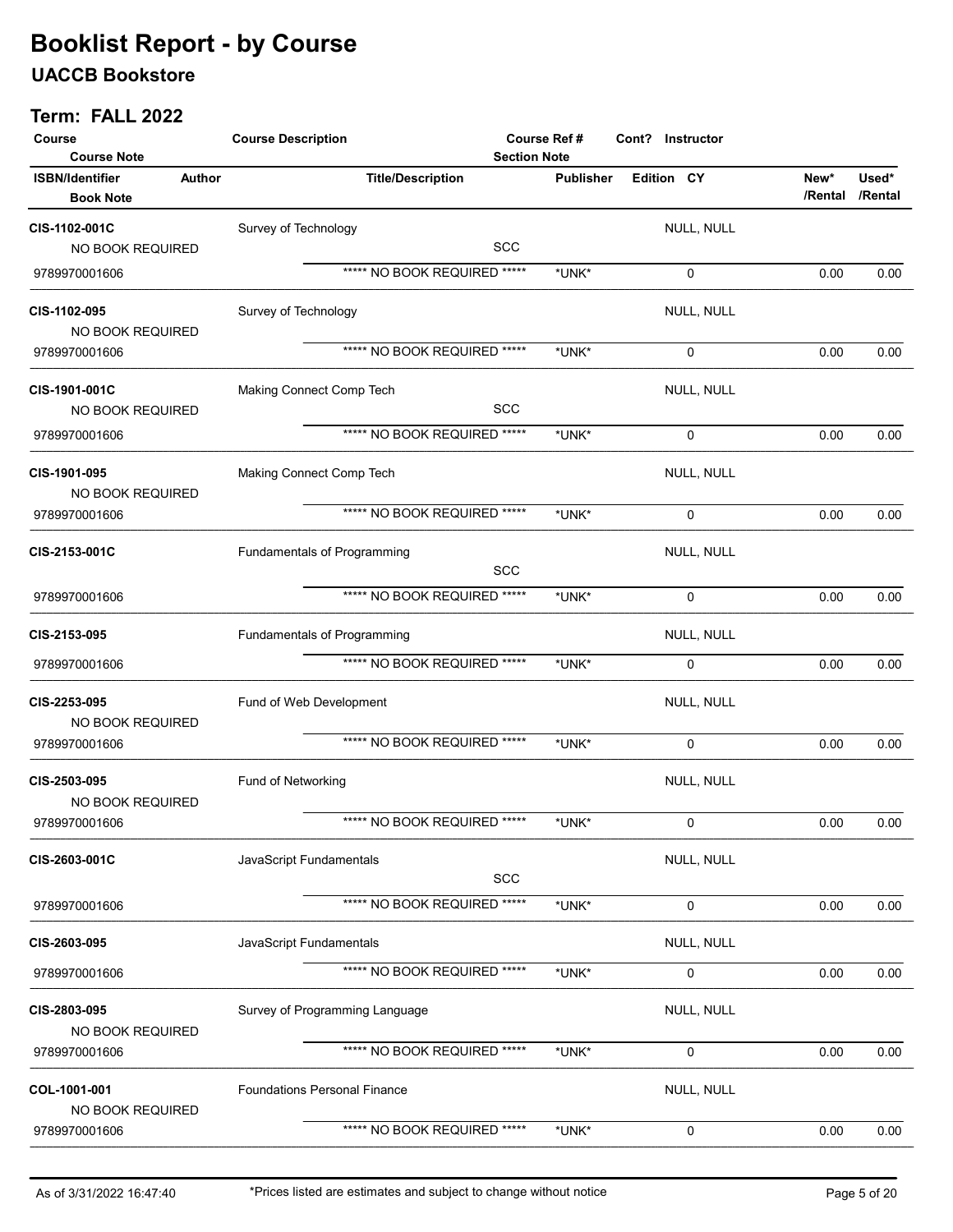# Booklist Report - by Course

## UACCB Bookstore

### Term: FALL 2022

| Course / Course Note | Course Description | Course Ref # / Section Note | Cont? | Instructor | | | |
|---|---|---|---|---|---|---|---|
| **ISBN/Identifier** / Book Note | **Author** | **Title/Description** | **Publisher** | **Edition** | **CY** | **New* /Rental** | **Used* /Rental** |
| **CIS-1102-001C** | Survey of Technology | SCC | | NULL, NULL | | | |
| NO BOOK REQUIRED | | | | | | | |
| 9789970001606 | | ***** NO BOOK REQUIRED ***** | *UNK* | 0 | | 0.00 | 0.00 |
| **CIS-1102-095** | Survey of Technology | | | NULL, NULL | | | |
| NO BOOK REQUIRED | | | | | | | |
| 9789970001606 | | ***** NO BOOK REQUIRED ***** | *UNK* | 0 | | 0.00 | 0.00 |
| **CIS-1901-001C** | Making Connect Comp Tech | SCC | | NULL, NULL | | | |
| NO BOOK REQUIRED | | | | | | | |
| 9789970001606 | | ***** NO BOOK REQUIRED ***** | *UNK* | 0 | | 0.00 | 0.00 |
| **CIS-1901-095** | Making Connect Comp Tech | | | NULL, NULL | | | |
| NO BOOK REQUIRED | | | | | | | |
| 9789970001606 | | ***** NO BOOK REQUIRED ***** | *UNK* | 0 | | 0.00 | 0.00 |
| **CIS-2153-001C** | Fundamentals of Programming | SCC | | NULL, NULL | | | |
| 9789970001606 | | ***** NO BOOK REQUIRED ***** | *UNK* | 0 | | 0.00 | 0.00 |
| **CIS-2153-095** | Fundamentals of Programming | | | NULL, NULL | | | |
| 9789970001606 | | ***** NO BOOK REQUIRED ***** | *UNK* | 0 | | 0.00 | 0.00 |
| **CIS-2253-095** | Fund of Web Development | | | NULL, NULL | | | |
| NO BOOK REQUIRED | | | | | | | |
| 9789970001606 | | ***** NO BOOK REQUIRED ***** | *UNK* | 0 | | 0.00 | 0.00 |
| **CIS-2503-095** | Fund of Networking | | | NULL, NULL | | | |
| NO BOOK REQUIRED | | | | | | | |
| 9789970001606 | | ***** NO BOOK REQUIRED ***** | *UNK* | 0 | | 0.00 | 0.00 |
| **CIS-2603-001C** | JavaScript Fundamentals | SCC | | NULL, NULL | | | |
| 9789970001606 | | ***** NO BOOK REQUIRED ***** | *UNK* | 0 | | 0.00 | 0.00 |
| **CIS-2603-095** | JavaScript Fundamentals | | | NULL, NULL | | | |
| 9789970001606 | | ***** NO BOOK REQUIRED ***** | *UNK* | 0 | | 0.00 | 0.00 |
| **CIS-2803-095** | Survey of Programming Language | | | NULL, NULL | | | |
| NO BOOK REQUIRED | | | | | | | |
| 9789970001606 | | ***** NO BOOK REQUIRED ***** | *UNK* | 0 | | 0.00 | 0.00 |
| **COL-1001-001** | Foundations Personal Finance | | | NULL, NULL | | | |
| NO BOOK REQUIRED | | | | | | | |
| 9789970001606 | | ***** NO BOOK REQUIRED ***** | *UNK* | 0 | | 0.00 | 0.00 |

As of 3/31/2022 16:47:40 — *Prices listed are estimates and subject to change without notice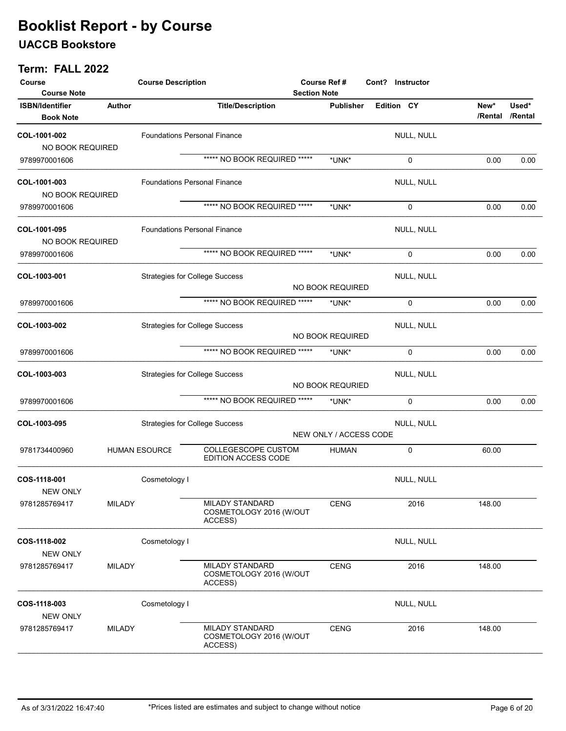# Booklist Report - by Course

## UACCB Bookstore

### Term: FALL 2022

| Course / Course Note | Course Description | Course Ref # / Section Note | Cont? | Instructor | | |
|---|---|---|---|---|---|---|
| **ISBN/Identifier** / Book Note | **Author** | **Title/Description** | **Publisher** | **Edition CY** | **New\* /Rental** | **Used\* /Rental** |
| **COL-1001-002** NO BOOK REQUIRED | Foundations Personal Finance | | | NULL, NULL | | |
| 9789970001606 | | ***** NO BOOK REQUIRED ***** | *UNK* | 0 | 0.00 | 0.00 |
| **COL-1001-003** NO BOOK REQUIRED | Foundations Personal Finance | | | NULL, NULL | | |
| 9789970001606 | | ***** NO BOOK REQUIRED ***** | *UNK* | 0 | 0.00 | 0.00 |
| **COL-1001-095** NO BOOK REQUIRED | Foundations Personal Finance | | | NULL, NULL | | |
| 9789970001606 | | ***** NO BOOK REQUIRED ***** | *UNK* | 0 | 0.00 | 0.00 |
| **COL-1003-001** | Strategies for College Success | NO BOOK REQUIRED | | NULL, NULL | | |
| 9789970001606 | | ***** NO BOOK REQUIRED ***** | *UNK* | 0 | 0.00 | 0.00 |
| **COL-1003-002** | Strategies for College Success | NO BOOK REQUIRED | | NULL, NULL | | |
| 9789970001606 | | ***** NO BOOK REQUIRED ***** | *UNK* | 0 | 0.00 | 0.00 |
| **COL-1003-003** | Strategies for College Success | NO BOOK REQURIED | | NULL, NULL | | |
| 9789970001606 | | ***** NO BOOK REQUIRED ***** | *UNK* | 0 | 0.00 | 0.00 |
| **COL-1003-095** | Strategies for College Success | NEW ONLY / ACCESS CODE | | NULL, NULL | | |
| 9781734400960 | HUMAN ESOURCE | COLLEGESCOPE CUSTOM EDITION ACCESS CODE | HUMAN | 0 | 60.00 | |
| **COS-1118-001** NEW ONLY | Cosmetology I | | | NULL, NULL | | |
| 9781285769417 | MILADY | MILADY STANDARD COSMETOLOGY 2016 (W/OUT ACCESS) | CENG | 2016 | 148.00 | |
| **COS-1118-002** NEW ONLY | Cosmetology I | | | NULL, NULL | | |
| 9781285769417 | MILADY | MILADY STANDARD COSMETOLOGY 2016 (W/OUT ACCESS) | CENG | 2016 | 148.00 | |
| **COS-1118-003** NEW ONLY | Cosmetology I | | | NULL, NULL | | |
| 9781285769417 | MILADY | MILADY STANDARD COSMETOLOGY 2016 (W/OUT ACCESS) | CENG | 2016 | 148.00 | |

As of 3/31/2022 16:47:40 — *Prices listed are estimates and subject to change without notice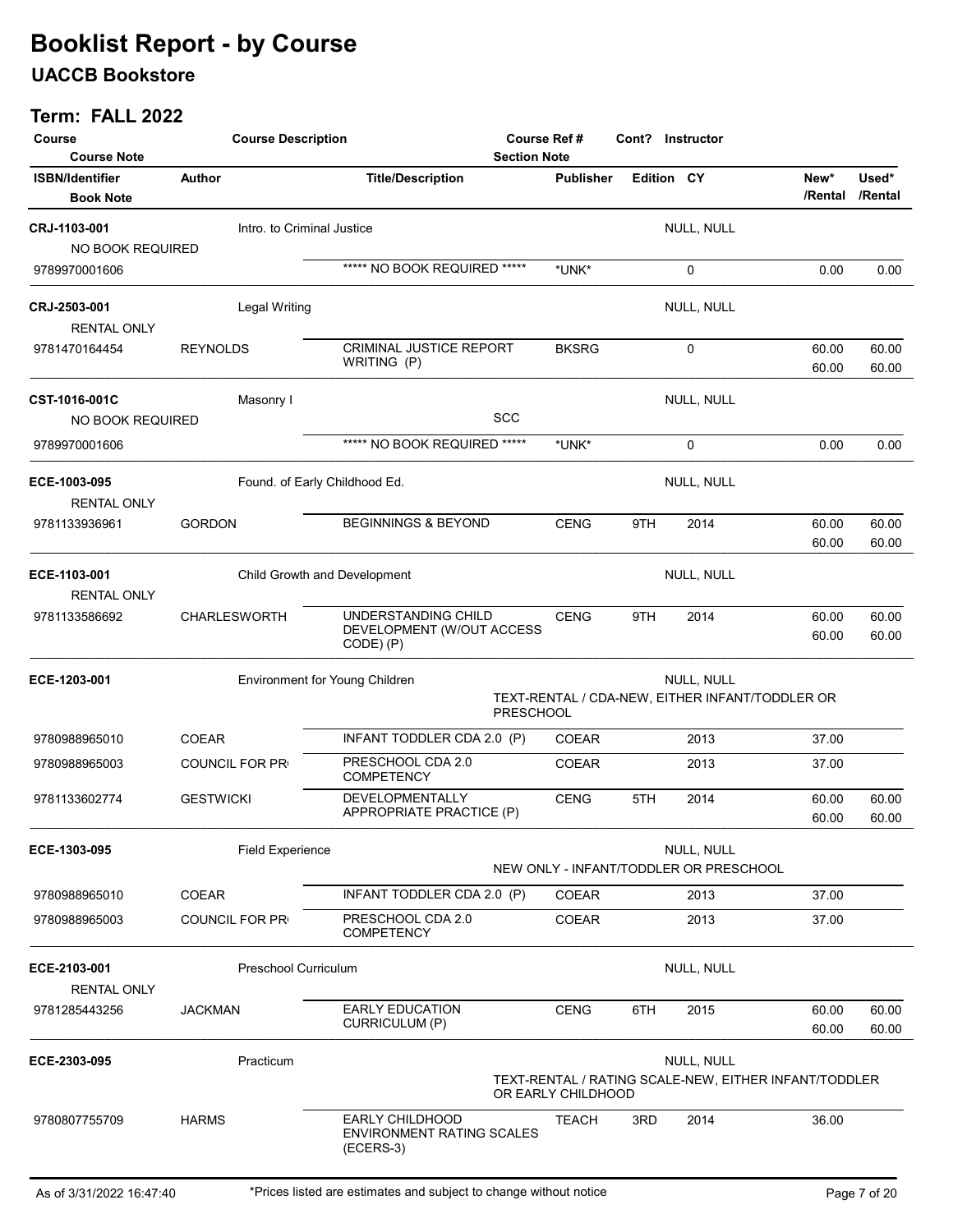# Booklist Report - by Course

## UACCB Bookstore

### Term: FALL 2022

| Course / Course Note | Course Description | Course Ref # / Section Note | Cont? | Instructor |
|---|---|---|---|---|
| **ISBN/Identifier** / Book Note | **Author** | **Title/Description** | **Publisher** | **Edition** | **CY** | **New* /Rental** | **Used* /Rental** |

| ISBN/Identifier | Author | Title/Description | Publisher | Edition | CY | New* /Rental | Used* /Rental |
|---|---|---|---|---|---|---|---|
| **CRJ-1103-001** — Intro. to Criminal Justice — NULL, NULL | | | | | | | |
| NO BOOK REQUIRED | | | | | | | |
| 9789970001606 | | ***** NO BOOK REQUIRED ***** | *UNK* | | 0 | 0.00 | 0.00 |
| **CRJ-2503-001** — Legal Writing — NULL, NULL | | | | | | | |
| RENTAL ONLY | | | | | | | |
| 9781470164454 | REYNOLDS | CRIMINAL JUSTICE REPORT WRITING (P) | BKSRG | | 0 | 60.00 / 60.00 | 60.00 / 60.00 |
| **CST-1016-001C** — Masonry I — NULL, NULL | | | | | | | |
| NO BOOK REQUIRED — SCC | | | | | | | |
| 9789970001606 | | ***** NO BOOK REQUIRED ***** | *UNK* | | 0 | 0.00 | 0.00 |
| **ECE-1003-095** — Found. of Early Childhood Ed. — NULL, NULL | | | | | | | |
| RENTAL ONLY | | | | | | | |
| 9781133936961 | GORDON | BEGINNINGS & BEYOND | CENG | 9TH | 2014 | 60.00 / 60.00 | 60.00 / 60.00 |
| **ECE-1103-001** — Child Growth and Development — NULL, NULL | | | | | | | |
| RENTAL ONLY | | | | | | | |
| 9781133586692 | CHARLESWORTH | UNDERSTANDING CHILD DEVELOPMENT (W/OUT ACCESS CODE) (P) | CENG | 9TH | 2014 | 60.00 / 60.00 | 60.00 / 60.00 |
| **ECE-1203-001** — Environment for Young Children — NULL, NULL | | | | | | | |
| TEXT-RENTAL / CDA-NEW, EITHER INFANT/TODDLER OR PRESCHOOL | | | | | | | |
| 9780988965010 | COEAR | INFANT TODDLER CDA 2.0 (P) | COEAR | | 2013 | 37.00 | |
| 9780988965003 | COUNCIL FOR PR | PRESCHOOL CDA 2.0 COMPETENCY | COEAR | | 2013 | 37.00 | |
| 9781133602774 | GESTWICKI | DEVELOPMENTALLY APPROPRIATE PRACTICE (P) | CENG | 5TH | 2014 | 60.00 / 60.00 | 60.00 / 60.00 |
| **ECE-1303-095** — Field Experience — NULL, NULL | | | | | | | |
| NEW ONLY - INFANT/TODDLER OR PRESCHOOL | | | | | | | |
| 9780988965010 | COEAR | INFANT TODDLER CDA 2.0 (P) | COEAR | | 2013 | 37.00 | |
| 9780988965003 | COUNCIL FOR PR | PRESCHOOL CDA 2.0 COMPETENCY | COEAR | | 2013 | 37.00 | |
| **ECE-2103-001** — Preschool Curriculum — NULL, NULL | | | | | | | |
| RENTAL ONLY | | | | | | | |
| 9781285443256 | JACKMAN | EARLY EDUCATION CURRICULUM (P) | CENG | 6TH | 2015 | 60.00 / 60.00 | 60.00 / 60.00 |
| **ECE-2303-095** — Practicum — NULL, NULL | | | | | | | |
| TEXT-RENTAL / RATING SCALE-NEW, EITHER INFANT/TODDLER OR EARLY CHILDHOOD | | | | | | | |
| 9780807755709 | HARMS | EARLY CHILDHOOD ENVIRONMENT RATING SCALES (ECERS-3) | TEACH | 3RD | 2014 | 36.00 | |

As of 3/31/2022 16:47:40 — *Prices listed are estimates and subject to change without notice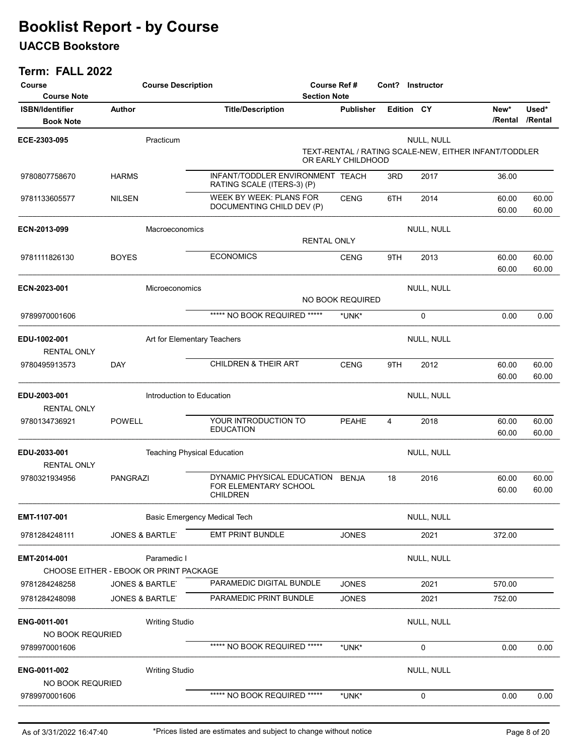# Booklist Report - by Course

## UACCB Bookstore

### Term: FALL 2022

| Course / Course Note | Course Description | Course Ref # / Section Note | Cont? | Instructor | | |
|---|---|---|---|---|---|---|
| **ISBN/Identifier** / Book Note | **Author** | **Title/Description** | **Publisher** | **Edition** | **CY** | **New\*/Rental** | **Used\*/Rental** |

**ECE-2303-095** — Practicum — NULL, NULL

TEXT-RENTAL / RATING SCALE-NEW, EITHER INFANT/TODDLER OR EARLY CHILDHOOD

| ISBN/Identifier | Author | Title/Description | Publisher | Edition | CY | New*/Rental | Used*/Rental |
|---|---|---|---|---|---|---|---|
| 9780807758670 | HARMS | INFANT/TODDLER ENVIRONMENT RATING SCALE (ITERS-3) (P) | TEACH | 3RD | 2017 | 36.00 | |
| 9781133605577 | NILSEN | WEEK BY WEEK: PLANS FOR DOCUMENTING CHILD DEV (P) | CENG | 6TH | 2014 | 60.00 / 60.00 | 60.00 / 60.00 |

**ECN-2013-099** — Macroeconomics — NULL, NULL

RENTAL ONLY

| ISBN/Identifier | Author | Title/Description | Publisher | Edition | CY | New*/Rental | Used*/Rental |
|---|---|---|---|---|---|---|---|
| 9781111826130 | BOYES | ECONOMICS | CENG | 9TH | 2013 | 60.00 / 60.00 | 60.00 / 60.00 |

**ECN-2023-001** — Microeconomics — NULL, NULL

NO BOOK REQUIRED

| ISBN/Identifier | Author | Title/Description | Publisher | Edition | CY | New*/Rental | Used*/Rental |
|---|---|---|---|---|---|---|---|
| 9789970001606 | | ***** NO BOOK REQUIRED ***** | *UNK* | | 0 | 0.00 | 0.00 |

**EDU-1002-001** — Art for Elementary Teachers — NULL, NULL

RENTAL ONLY

| ISBN/Identifier | Author | Title/Description | Publisher | Edition | CY | New*/Rental | Used*/Rental |
|---|---|---|---|---|---|---|---|
| 9780495913573 | DAY | CHILDREN & THEIR ART | CENG | 9TH | 2012 | 60.00 / 60.00 | 60.00 / 60.00 |

**EDU-2003-001** — Introduction to Education — NULL, NULL

RENTAL ONLY

| ISBN/Identifier | Author | Title/Description | Publisher | Edition | CY | New*/Rental | Used*/Rental |
|---|---|---|---|---|---|---|---|
| 9780134736921 | POWELL | YOUR INTRODUCTION TO EDUCATION | PEAHE | 4 | 2018 | 60.00 / 60.00 | 60.00 / 60.00 |

**EDU-2033-001** — Teaching Physical Education — NULL, NULL

RENTAL ONLY

| ISBN/Identifier | Author | Title/Description | Publisher | Edition | CY | New*/Rental | Used*/Rental |
|---|---|---|---|---|---|---|---|
| 9780321934956 | PANGRAZI | DYNAMIC PHYSICAL EDUCATION FOR ELEMENTARY SCHOOL CHILDREN | BENJA | 18 | 2016 | 60.00 / 60.00 | 60.00 / 60.00 |

**EMT-1107-001** — Basic Emergency Medical Tech — NULL, NULL

| ISBN/Identifier | Author | Title/Description | Publisher | Edition | CY | New*/Rental | Used*/Rental |
|---|---|---|---|---|---|---|---|
| 9781284248111 | JONES & BARTLET | EMT PRINT BUNDLE | JONES | | 2021 | 372.00 | |

**EMT-2014-001** — Paramedic I — NULL, NULL

CHOOSE EITHER - EBOOK OR PRINT PACKAGE

| ISBN/Identifier | Author | Title/Description | Publisher | Edition | CY | New*/Rental | Used*/Rental |
|---|---|---|---|---|---|---|---|
| 9781284248258 | JONES & BARTLET | PARAMEDIC DIGITAL BUNDLE | JONES | | 2021 | 570.00 | |
| 9781284248098 | JONES & BARTLET | PARAMEDIC PRINT BUNDLE | JONES | | 2021 | 752.00 | |

**ENG-0011-001** — Writing Studio — NULL, NULL

NO BOOK REQURIED

| ISBN/Identifier | Author | Title/Description | Publisher | Edition | CY | New*/Rental | Used*/Rental |
|---|---|---|---|---|---|---|---|
| 9789970001606 | | ***** NO BOOK REQUIRED ***** | *UNK* | | 0 | 0.00 | 0.00 |

**ENG-0011-002** — Writing Studio — NULL, NULL

NO BOOK REQURIED

| ISBN/Identifier | Author | Title/Description | Publisher | Edition | CY | New*/Rental | Used*/Rental |
|---|---|---|---|---|---|---|---|
| 9789970001606 | | ***** NO BOOK REQUIRED ***** | *UNK* | | 0 | 0.00 | 0.00 |

As of 3/31/2022 16:47:40 — *Prices listed are estimates and subject to change without notice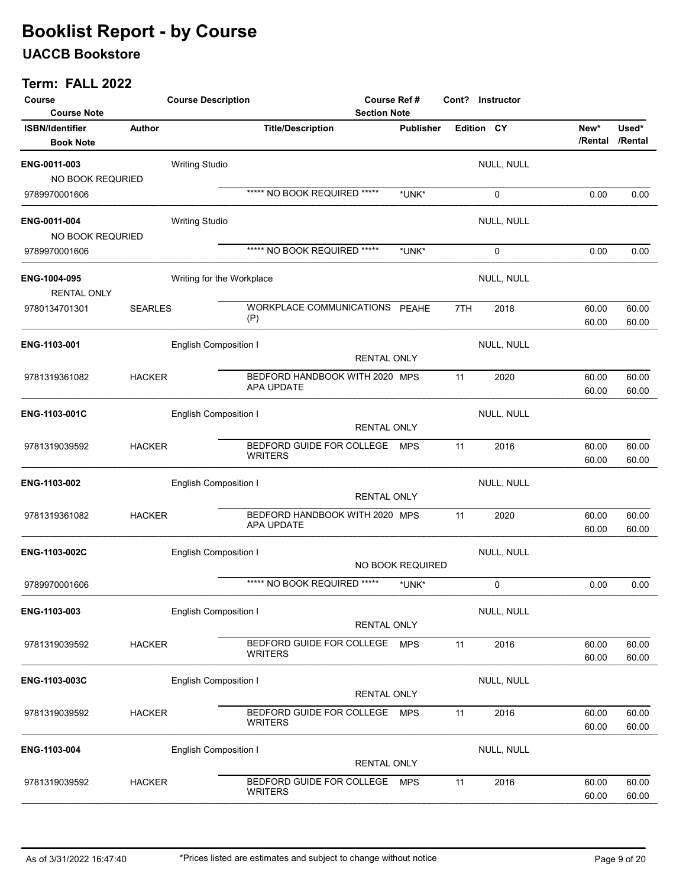# Booklist Report - by Course

## UACCB Bookstore

### Term: FALL 2022

| Course / Course Note | Course Description | Course Ref # / Section Note | Cont? | Instructor | | |
|---|---|---|---|---|---|---|
| **ISBN/Identifier** / Book Note | **Author** | **Title/Description** | **Publisher** | **Edition** | **CY** | **New\*/Rental** | **Used\*/Rental** |

| Course / ISBN | Author | Title/Description | Publisher | Edition | CY | New*/Rental | Used*/Rental |
|---|---|---|---|---|---|---|---|
| **ENG-0011-003** — Writing Studio — NULL, NULL | | | | | | | |
| NO BOOK REQURIED | | | | | | | |
| 9789970001606 | | ***** NO BOOK REQUIRED ***** | *UNK* | | 0 | 0.00 | 0.00 |
| **ENG-0011-004** — Writing Studio — NULL, NULL | | | | | | | |
| NO BOOK REQURIED | | | | | | | |
| 9789970001606 | | ***** NO BOOK REQUIRED ***** | *UNK* | | 0 | 0.00 | 0.00 |
| **ENG-1004-095** — Writing for the Workplace — NULL, NULL | | | | | | | |
| RENTAL ONLY | | | | | | | |
| 9780134701301 | SEARLES | WORKPLACE COMMUNICATIONS (P) | PEAHE | 7TH | 2018 | 60.00 / 60.00 | 60.00 / 60.00 |
| **ENG-1103-001** — English Composition I — RENTAL ONLY — NULL, NULL | | | | | | | |
| 9781319361082 | HACKER | BEDFORD HANDBOOK WITH 2020 APA UPDATE | MPS | 11 | 2020 | 60.00 / 60.00 | 60.00 / 60.00 |
| **ENG-1103-001C** — English Composition I — RENTAL ONLY — NULL, NULL | | | | | | | |
| 9781319039592 | HACKER | BEDFORD GUIDE FOR COLLEGE WRITERS | MPS | 11 | 2016 | 60.00 / 60.00 | 60.00 / 60.00 |
| **ENG-1103-002** — English Composition I — RENTAL ONLY — NULL, NULL | | | | | | | |
| 9781319361082 | HACKER | BEDFORD HANDBOOK WITH 2020 APA UPDATE | MPS | 11 | 2020 | 60.00 / 60.00 | 60.00 / 60.00 |
| **ENG-1103-002C** — English Composition I — NO BOOK REQUIRED — NULL, NULL | | | | | | | |
| 9789970001606 | | ***** NO BOOK REQUIRED ***** | *UNK* | | 0 | 0.00 | 0.00 |
| **ENG-1103-003** — English Composition I — RENTAL ONLY — NULL, NULL | | | | | | | |
| 9781319039592 | HACKER | BEDFORD GUIDE FOR COLLEGE WRITERS | MPS | 11 | 2016 | 60.00 / 60.00 | 60.00 / 60.00 |
| **ENG-1103-003C** — English Composition I — RENTAL ONLY — NULL, NULL | | | | | | | |
| 9781319039592 | HACKER | BEDFORD GUIDE FOR COLLEGE WRITERS | MPS | 11 | 2016 | 60.00 / 60.00 | 60.00 / 60.00 |
| **ENG-1103-004** — English Composition I — RENTAL ONLY — NULL, NULL | | | | | | | |
| 9781319039592 | HACKER | BEDFORD GUIDE FOR COLLEGE WRITERS | MPS | 11 | 2016 | 60.00 / 60.00 | 60.00 / 60.00 |

As of 3/31/2022 16:47:40 — *Prices listed are estimates and subject to change without notice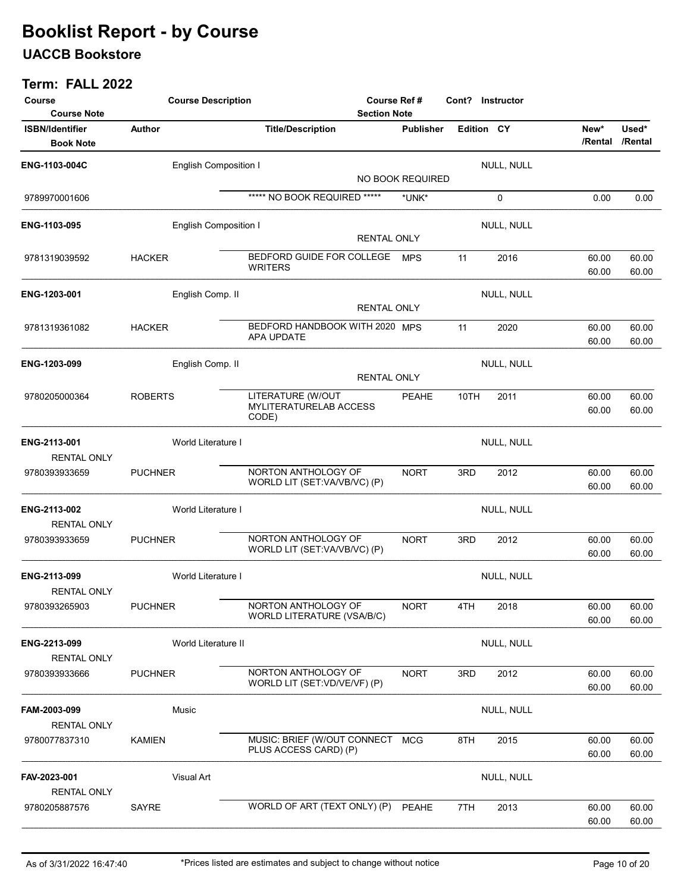# Booklist Report - by Course

## UACCB Bookstore

### Term: FALL 2022

| Course / Course Note | Course Description | Course Ref # / Section Note | Cont? | Instructor |
|---|---|---|---|---|
| ISBN/Identifier / Book Note | Author | Title/Description | Publisher | Edition | CY | New* /Rental | Used* /Rental |

| ISBN/Identifier | Author | Title/Description | Publisher | Edition | CY | New* /Rental | Used* /Rental |
|---|---|---|---|---|---|---|---|
| **ENG-1103-004C** | English Composition I | NO BOOK REQUIRED | | | NULL, NULL | | |
| 9789970001606 | | ***** NO BOOK REQUIRED ***** | *UNK* | | 0 | 0.00 | 0.00 |
| **ENG-1103-095** | English Composition I | RENTAL ONLY | | | NULL, NULL | | |
| 9781319039592 | HACKER | BEDFORD GUIDE FOR COLLEGE WRITERS | MPS | 11 | 2016 | 60.00 / 60.00 | 60.00 / 60.00 |
| **ENG-1203-001** | English Comp. II | RENTAL ONLY | | | NULL, NULL | | |
| 9781319361082 | HACKER | BEDFORD HANDBOOK WITH 2020 APA UPDATE | MPS | 11 | 2020 | 60.00 / 60.00 | 60.00 / 60.00 |
| **ENG-1203-099** | English Comp. II | RENTAL ONLY | | | NULL, NULL | | |
| 9780205000364 | ROBERTS | LITERATURE (W/OUT MYLITERATURELAB ACCESS CODE) | PEAHE | 10TH | 2011 | 60.00 / 60.00 | 60.00 / 60.00 |
| **ENG-2113-001** (RENTAL ONLY) | World Literature I | | | | NULL, NULL | | |
| 9780393933659 | PUCHNER | NORTON ANTHOLOGY OF WORLD LIT (SET:VA/VB/VC) (P) | NORT | 3RD | 2012 | 60.00 / 60.00 | 60.00 / 60.00 |
| **ENG-2113-002** (RENTAL ONLY) | World Literature I | | | | NULL, NULL | | |
| 9780393933659 | PUCHNER | NORTON ANTHOLOGY OF WORLD LIT (SET:VA/VB/VC) (P) | NORT | 3RD | 2012 | 60.00 / 60.00 | 60.00 / 60.00 |
| **ENG-2113-099** (RENTAL ONLY) | World Literature I | | | | NULL, NULL | | |
| 9780393265903 | PUCHNER | NORTON ANTHOLOGY OF WORLD LITERATURE (VSA/B/C) | NORT | 4TH | 2018 | 60.00 / 60.00 | 60.00 / 60.00 |
| **ENG-2213-099** (RENTAL ONLY) | World Literature II | | | | NULL, NULL | | |
| 9780393933666 | PUCHNER | NORTON ANTHOLOGY OF WORLD LIT (SET:VD/VE/VF) (P) | NORT | 3RD | 2012 | 60.00 / 60.00 | 60.00 / 60.00 |
| **FAM-2003-099** (RENTAL ONLY) | Music | | | | NULL, NULL | | |
| 9780077837310 | KAMIEN | MUSIC: BRIEF (W/OUT CONNECT PLUS ACCESS CARD) (P) | MCG | 8TH | 2015 | 60.00 / 60.00 | 60.00 / 60.00 |
| **FAV-2023-001** (RENTAL ONLY) | Visual Art | | | | NULL, NULL | | |
| 9780205887576 | SAYRE | WORLD OF ART (TEXT ONLY) (P) | PEAHE | 7TH | 2013 | 60.00 / 60.00 | 60.00 / 60.00 |

As of 3/31/2022 16:47:40 — *Prices listed are estimates and subject to change without notice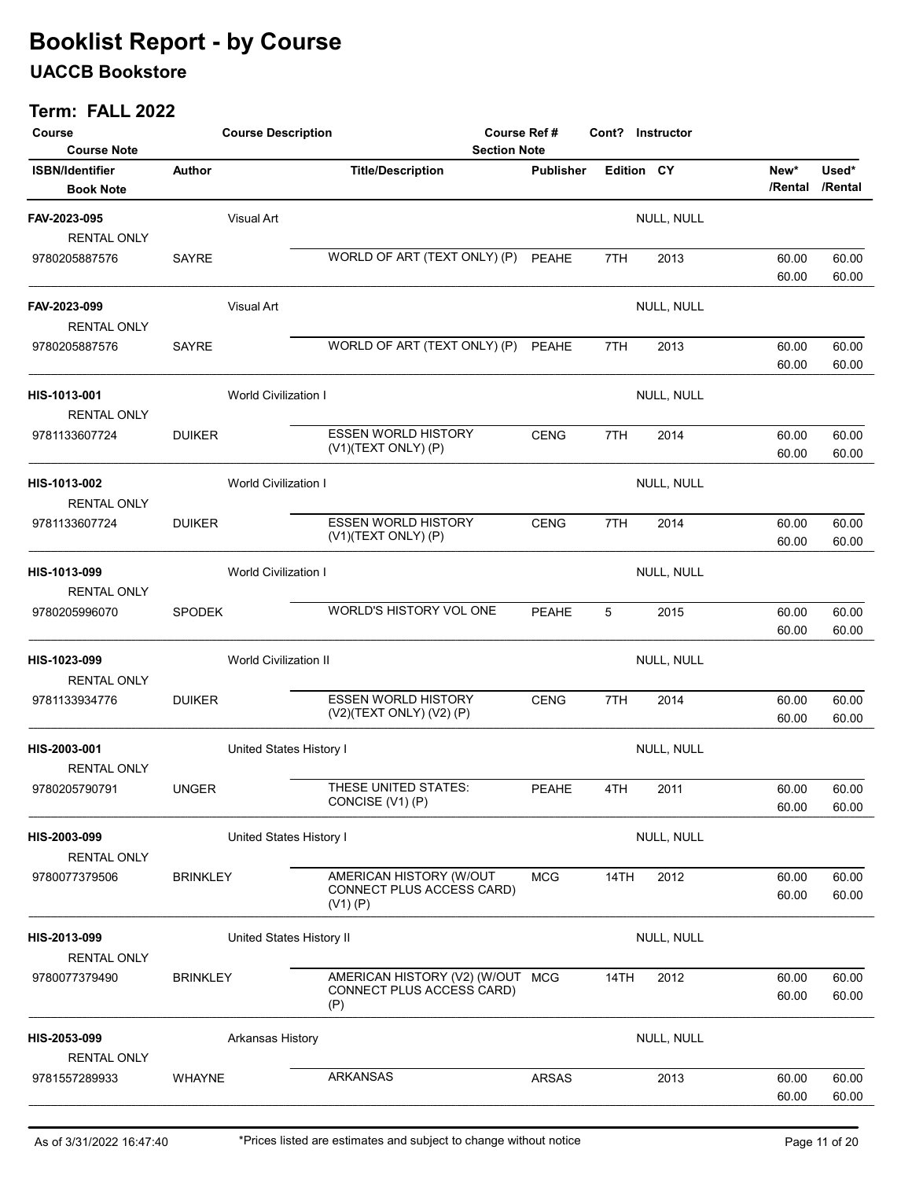# Booklist Report - by Course

## UACCB Bookstore

### Term: FALL 2022

| Course / Course Note | Course Description | Course Ref # / Section Note | Cont? | Instructor | | | |
|---|---|---|---|---|---|---|---|
| **ISBN/Identifier** / Book Note | **Author** | **Title/Description** | **Publisher** | **Edition** | **CY** | **New\* /Rental** | **Used\* /Rental** |
| **FAV-2023-095** / RENTAL ONLY | Visual Art | | | NULL, NULL | | | |
| 9780205887576 | SAYRE | WORLD OF ART (TEXT ONLY) (P) | PEAHE | 7TH | 2013 | 60.00 / 60.00 | 60.00 / 60.00 |
| **FAV-2023-099** / RENTAL ONLY | Visual Art | | | NULL, NULL | | | |
| 9780205887576 | SAYRE | WORLD OF ART (TEXT ONLY) (P) | PEAHE | 7TH | 2013 | 60.00 / 60.00 | 60.00 / 60.00 |
| **HIS-1013-001** / RENTAL ONLY | World Civilization I | | | NULL, NULL | | | |
| 9781133607724 | DUIKER | ESSEN WORLD HISTORY (V1)(TEXT ONLY) (P) | CENG | 7TH | 2014 | 60.00 / 60.00 | 60.00 / 60.00 |
| **HIS-1013-002** / RENTAL ONLY | World Civilization I | | | NULL, NULL | | | |
| 9781133607724 | DUIKER | ESSEN WORLD HISTORY (V1)(TEXT ONLY) (P) | CENG | 7TH | 2014 | 60.00 / 60.00 | 60.00 / 60.00 |
| **HIS-1013-099** / RENTAL ONLY | World Civilization I | | | NULL, NULL | | | |
| 9780205996070 | SPODEK | WORLD'S HISTORY VOL ONE | PEAHE | 5 | 2015 | 60.00 / 60.00 | 60.00 / 60.00 |
| **HIS-1023-099** / RENTAL ONLY | World Civilization II | | | NULL, NULL | | | |
| 9781133934776 | DUIKER | ESSEN WORLD HISTORY (V2)(TEXT ONLY) (V2) (P) | CENG | 7TH | 2014 | 60.00 / 60.00 | 60.00 / 60.00 |
| **HIS-2003-001** / RENTAL ONLY | United States History I | | | NULL, NULL | | | |
| 9780205790791 | UNGER | THESE UNITED STATES: CONCISE (V1) (P) | PEAHE | 4TH | 2011 | 60.00 / 60.00 | 60.00 / 60.00 |
| **HIS-2003-099** / RENTAL ONLY | United States History I | | | NULL, NULL | | | |
| 9780077379506 | BRINKLEY | AMERICAN HISTORY (W/OUT CONNECT PLUS ACCESS CARD) (V1) (P) | MCG | 14TH | 2012 | 60.00 / 60.00 | 60.00 / 60.00 |
| **HIS-2013-099** / RENTAL ONLY | United States History II | | | NULL, NULL | | | |
| 9780077379490 | BRINKLEY | AMERICAN HISTORY (V2) (W/OUT CONNECT PLUS ACCESS CARD) (P) | MCG | 14TH | 2012 | 60.00 / 60.00 | 60.00 / 60.00 |
| **HIS-2053-099** / RENTAL ONLY | Arkansas History | | | NULL, NULL | | | |
| 9781557289933 | WHAYNE | ARKANSAS | ARSAS | | 2013 | 60.00 / 60.00 | 60.00 / 60.00 |

As of 3/31/2022 16:47:40 — \*Prices listed are estimates and subject to change without notice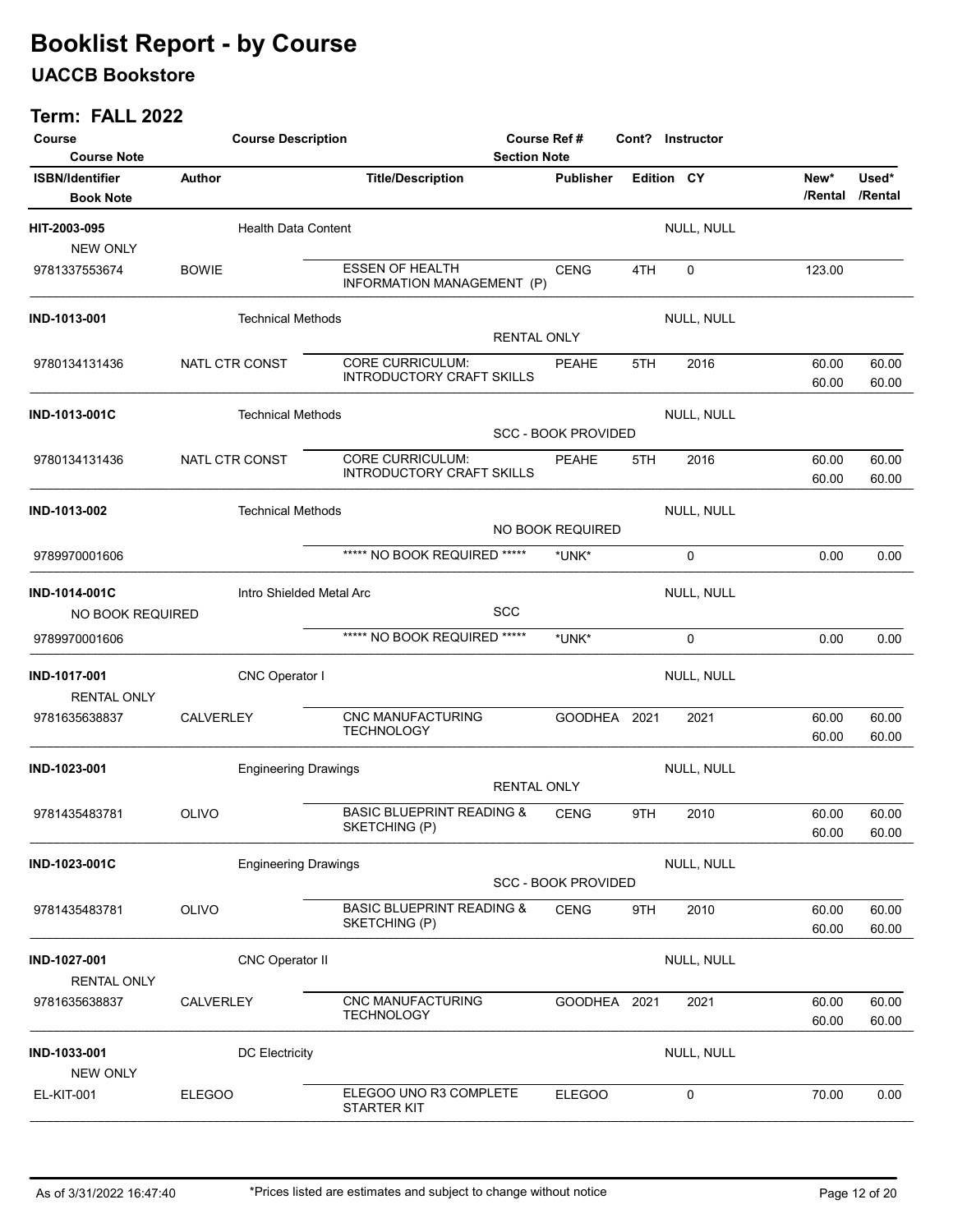# Booklist Report - by Course

## UACCB Bookstore

### Term: FALL 2022

| Course / Course Note | Course Description | Course Ref # / Section Note | Cont? | Instructor | | | |
|---|---|---|---|---|---|---|---|
| **ISBN/Identifier** / Book Note | **Author** | **Title/Description** | **Publisher** | **Edition** | **CY** | **New* /Rental** | **Used* /Rental** |
| **HIT-2003-095** | Health Data Content | | | NULL, NULL | | | |
| NEW ONLY | | | | | | | |
| 9781337553674 | BOWIE | ESSEN OF HEALTH INFORMATION MANAGEMENT (P) | CENG | 4TH | 0 | 123.00 | |
| **IND-1013-001** | Technical Methods | RENTAL ONLY | | NULL, NULL | | | |
| 9780134131436 | NATL CTR CONST | CORE CURRICULUM: INTRODUCTORY CRAFT SKILLS | PEAHE | 5TH | 2016 | 60.00 / 60.00 | 60.00 / 60.00 |
| **IND-1013-001C** | Technical Methods | SCC - BOOK PROVIDED | | NULL, NULL | | | |
| 9780134131436 | NATL CTR CONST | CORE CURRICULUM: INTRODUCTORY CRAFT SKILLS | PEAHE | 5TH | 2016 | 60.00 / 60.00 | 60.00 / 60.00 |
| **IND-1013-002** | Technical Methods | NO BOOK REQUIRED | | NULL, NULL | | | |
| 9789970001606 | | ***** NO BOOK REQUIRED ***** | *UNK* | | 0 | 0.00 | 0.00 |
| **IND-1014-001C** | Intro Shielded Metal Arc | SCC | | NULL, NULL | | | |
| NO BOOK REQUIRED | | | | | | | |
| 9789970001606 | | ***** NO BOOK REQUIRED ***** | *UNK* | | 0 | 0.00 | 0.00 |
| **IND-1017-001** | CNC Operator I | | | NULL, NULL | | | |
| RENTAL ONLY | | | | | | | |
| 9781635638837 | CALVERLEY | CNC MANUFACTURING TECHNOLOGY | GOODHEA | 2021 | 2021 | 60.00 / 60.00 | 60.00 / 60.00 |
| **IND-1023-001** | Engineering Drawings | RENTAL ONLY | | NULL, NULL | | | |
| 9781435483781 | OLIVO | BASIC BLUEPRINT READING & SKETCHING (P) | CENG | 9TH | 2010 | 60.00 / 60.00 | 60.00 / 60.00 |
| **IND-1023-001C** | Engineering Drawings | SCC - BOOK PROVIDED | | NULL, NULL | | | |
| 9781435483781 | OLIVO | BASIC BLUEPRINT READING & SKETCHING (P) | CENG | 9TH | 2010 | 60.00 / 60.00 | 60.00 / 60.00 |
| **IND-1027-001** | CNC Operator II | | | NULL, NULL | | | |
| RENTAL ONLY | | | | | | | |
| 9781635638837 | CALVERLEY | CNC MANUFACTURING TECHNOLOGY | GOODHEA | 2021 | 2021 | 60.00 / 60.00 | 60.00 / 60.00 |
| **IND-1033-001** | DC Electricity | | | NULL, NULL | | | |
| NEW ONLY | | | | | | | |
| EL-KIT-001 | ELEGOO | ELEGOO UNO R3 COMPLETE STARTER KIT | ELEGOO | | 0 | 70.00 | 0.00 |

As of 3/31/2022 16:47:40 — *Prices listed are estimates and subject to change without notice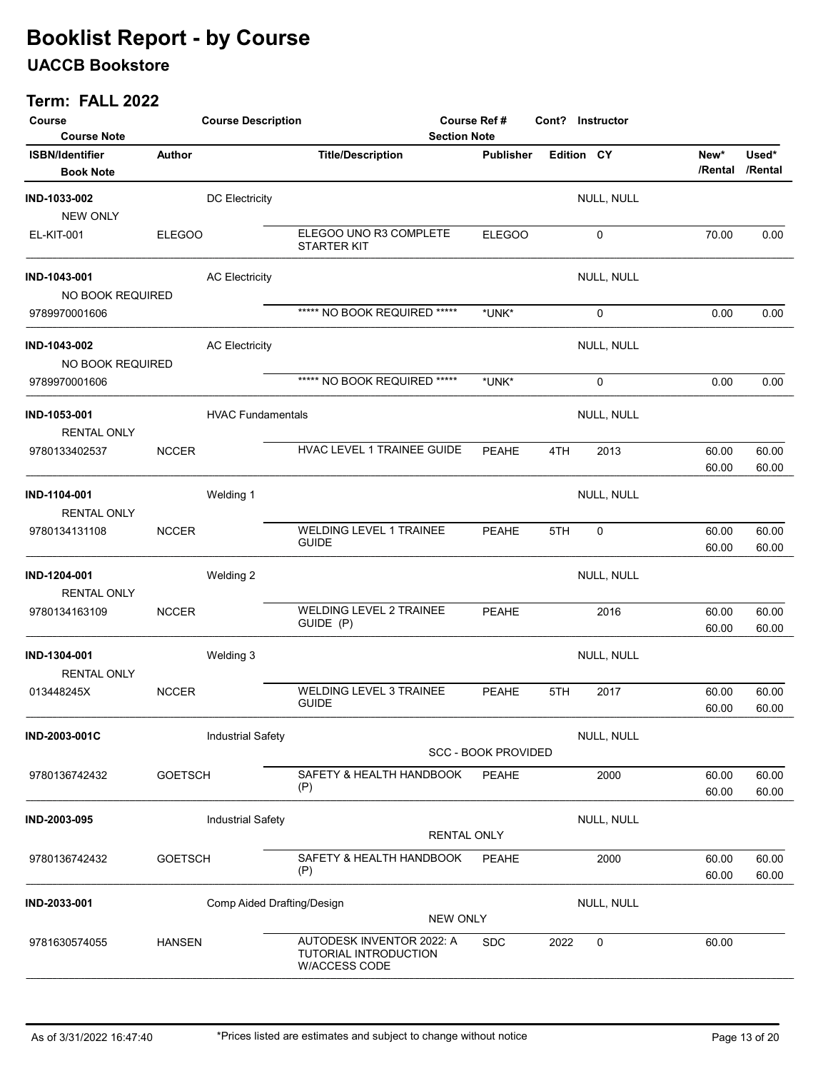# Booklist Report - by Course

## UACCB Bookstore

### Term: FALL 2022

| Course / Course Note | Course Description | Course Ref # / Section Note | Cont? | Instructor | | | |
|---|---|---|---|---|---|---|---|
| **ISBN/Identifier** / **Book Note** | **Author** | **Title/Description** | **Publisher** | **Edition** | **CY** | **New\* /Rental** | **Used\* /Rental** |
| **IND-1033-002** | DC Electricity | | | NULL, NULL | | | |
| NEW ONLY | | | | | | | |
| EL-KIT-001 | ELEGOO | ELEGOO UNO R3 COMPLETE STARTER KIT | ELEGOO | | 0 | 70.00 | 0.00 |
| **IND-1043-001** | AC Electricity | | | NULL, NULL | | | |
| NO BOOK REQUIRED | | | | | | | |
| 9789970001606 | | ***** NO BOOK REQUIRED ***** | *UNK* | | 0 | 0.00 | 0.00 |
| **IND-1043-002** | AC Electricity | | | NULL, NULL | | | |
| NO BOOK REQUIRED | | | | | | | |
| 9789970001606 | | ***** NO BOOK REQUIRED ***** | *UNK* | | 0 | 0.00 | 0.00 |
| **IND-1053-001** | HVAC Fundamentals | | | NULL, NULL | | | |
| RENTAL ONLY | | | | | | | |
| 9780133402537 | NCCER | HVAC LEVEL 1 TRAINEE GUIDE | PEAHE | 4TH | 2013 | 60.00 / 60.00 | 60.00 / 60.00 |
| **IND-1104-001** | Welding 1 | | | NULL, NULL | | | |
| RENTAL ONLY | | | | | | | |
| 9780134131108 | NCCER | WELDING LEVEL 1 TRAINEE GUIDE | PEAHE | 5TH | 0 | 60.00 / 60.00 | 60.00 / 60.00 |
| **IND-1204-001** | Welding 2 | | | NULL, NULL | | | |
| RENTAL ONLY | | | | | | | |
| 9780134163109 | NCCER | WELDING LEVEL 2 TRAINEE GUIDE (P) | PEAHE | | 2016 | 60.00 / 60.00 | 60.00 / 60.00 |
| **IND-1304-001** | Welding 3 | | | NULL, NULL | | | |
| RENTAL ONLY | | | | | | | |
| 013448245X | NCCER | WELDING LEVEL 3 TRAINEE GUIDE | PEAHE | 5TH | 2017 | 60.00 / 60.00 | 60.00 / 60.00 |
| **IND-2003-001C** | Industrial Safety | SCC - BOOK PROVIDED | | NULL, NULL | | | |
| 9780136742432 | GOETSCH | SAFETY & HEALTH HANDBOOK (P) | PEAHE | | 2000 | 60.00 / 60.00 | 60.00 / 60.00 |
| **IND-2003-095** | Industrial Safety | RENTAL ONLY | | NULL, NULL | | | |
| 9780136742432 | GOETSCH | SAFETY & HEALTH HANDBOOK (P) | PEAHE | | 2000 | 60.00 / 60.00 | 60.00 / 60.00 |
| **IND-2033-001** | Comp Aided Drafting/Design | NEW ONLY | | NULL, NULL | | | |
| 9781630574055 | HANSEN | AUTODESK INVENTOR 2022: A TUTORIAL INTRODUCTION W/ACCESS CODE | SDC | 2022 | 0 | 60.00 | |

As of 3/31/2022 16:47:40 — *Prices listed are estimates and subject to change without notice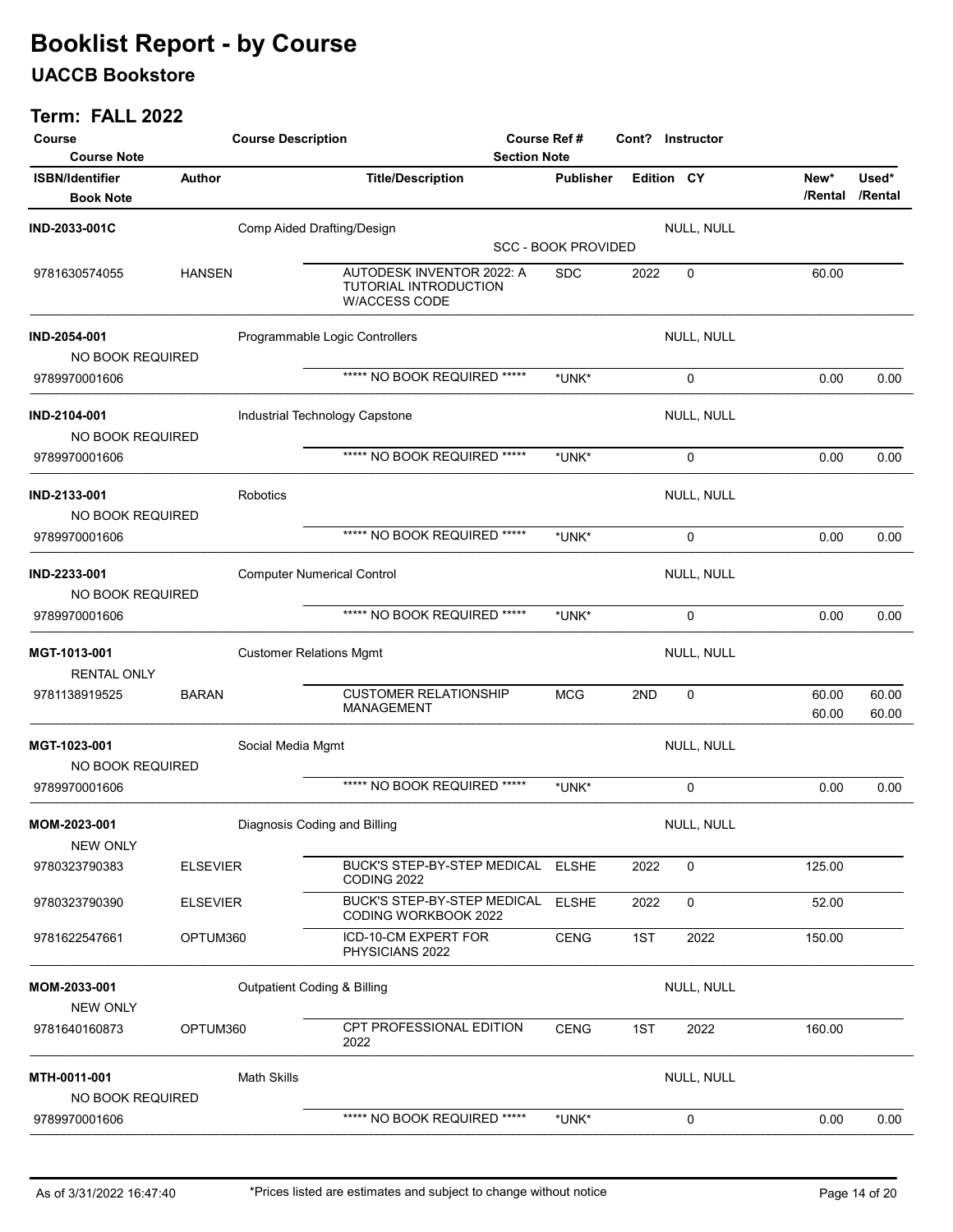# Booklist Report - by Course

## UACCB Bookstore

### Term: FALL 2022

| Course / Course Note | Course Description | Course Ref # / Section Note | Cont? | Instructor | | |
|---|---|---|---|---|---|---|
| **ISBN/Identifier** / Book Note | **Author** | **Title/Description** | **Publisher** | **Edition** | **CY** | **New\*/Rental** | **Used\*/Rental** |

| ISBN/Identifier | Author | Title/Description | Publisher | Edition | CY | New*/Rental | Used*/Rental |
|---|---|---|---|---|---|---|---|
| **IND-2033-001C** — Comp Aided Drafting/Design — NULL, NULL — SCC - BOOK PROVIDED | | | | | | | |
| 9781630574055 | HANSEN | AUTODESK INVENTOR 2022: A TUTORIAL INTRODUCTION W/ACCESS CODE | SDC | 2022 | 0 | 60.00 | |
| **IND-2054-001** — Programmable Logic Controllers — NULL, NULL — NO BOOK REQUIRED | | | | | | | |
| 9789970001606 | | ***** NO BOOK REQUIRED ***** | *UNK* | | 0 | 0.00 | 0.00 |
| **IND-2104-001** — Industrial Technology Capstone — NULL, NULL — NO BOOK REQUIRED | | | | | | | |
| 9789970001606 | | ***** NO BOOK REQUIRED ***** | *UNK* | | 0 | 0.00 | 0.00 |
| **IND-2133-001** — Robotics — NULL, NULL — NO BOOK REQUIRED | | | | | | | |
| 9789970001606 | | ***** NO BOOK REQUIRED ***** | *UNK* | | 0 | 0.00 | 0.00 |
| **IND-2233-001** — Computer Numerical Control — NULL, NULL — NO BOOK REQUIRED | | | | | | | |
| 9789970001606 | | ***** NO BOOK REQUIRED ***** | *UNK* | | 0 | 0.00 | 0.00 |
| **MGT-1013-001** — Customer Relations Mgmt — NULL, NULL — RENTAL ONLY | | | | | | | |
| 9781138919525 | BARAN | CUSTOMER RELATIONSHIP MANAGEMENT | MCG | 2ND | 0 | 60.00 / 60.00 | 60.00 / 60.00 |
| **MGT-1023-001** — Social Media Mgmt — NULL, NULL — NO BOOK REQUIRED | | | | | | | |
| 9789970001606 | | ***** NO BOOK REQUIRED ***** | *UNK* | | 0 | 0.00 | 0.00 |
| **MOM-2023-001** — Diagnosis Coding and Billing — NULL, NULL — NEW ONLY | | | | | | | |
| 9780323790383 | ELSEVIER | BUCK'S STEP-BY-STEP MEDICAL CODING 2022 | ELSHE | 2022 | 0 | 125.00 | |
| 9780323790390 | ELSEVIER | BUCK'S STEP-BY-STEP MEDICAL CODING WORKBOOK 2022 | ELSHE | 2022 | 0 | 52.00 | |
| 9781622547661 | OPTUM360 | ICD-10-CM EXPERT FOR PHYSICIANS 2022 | CENG | 1ST | 2022 | 150.00 | |
| **MOM-2033-001** — Outpatient Coding & Billing — NULL, NULL — NEW ONLY | | | | | | | |
| 9781640160873 | OPTUM360 | CPT PROFESSIONAL EDITION 2022 | CENG | 1ST | 2022 | 160.00 | |
| **MTH-0011-001** — Math Skills — NULL, NULL — NO BOOK REQUIRED | | | | | | | |
| 9789970001606 | | ***** NO BOOK REQUIRED ***** | *UNK* | | 0 | 0.00 | 0.00 |

As of 3/31/2022 16:47:40 — *Prices listed are estimates and subject to change without notice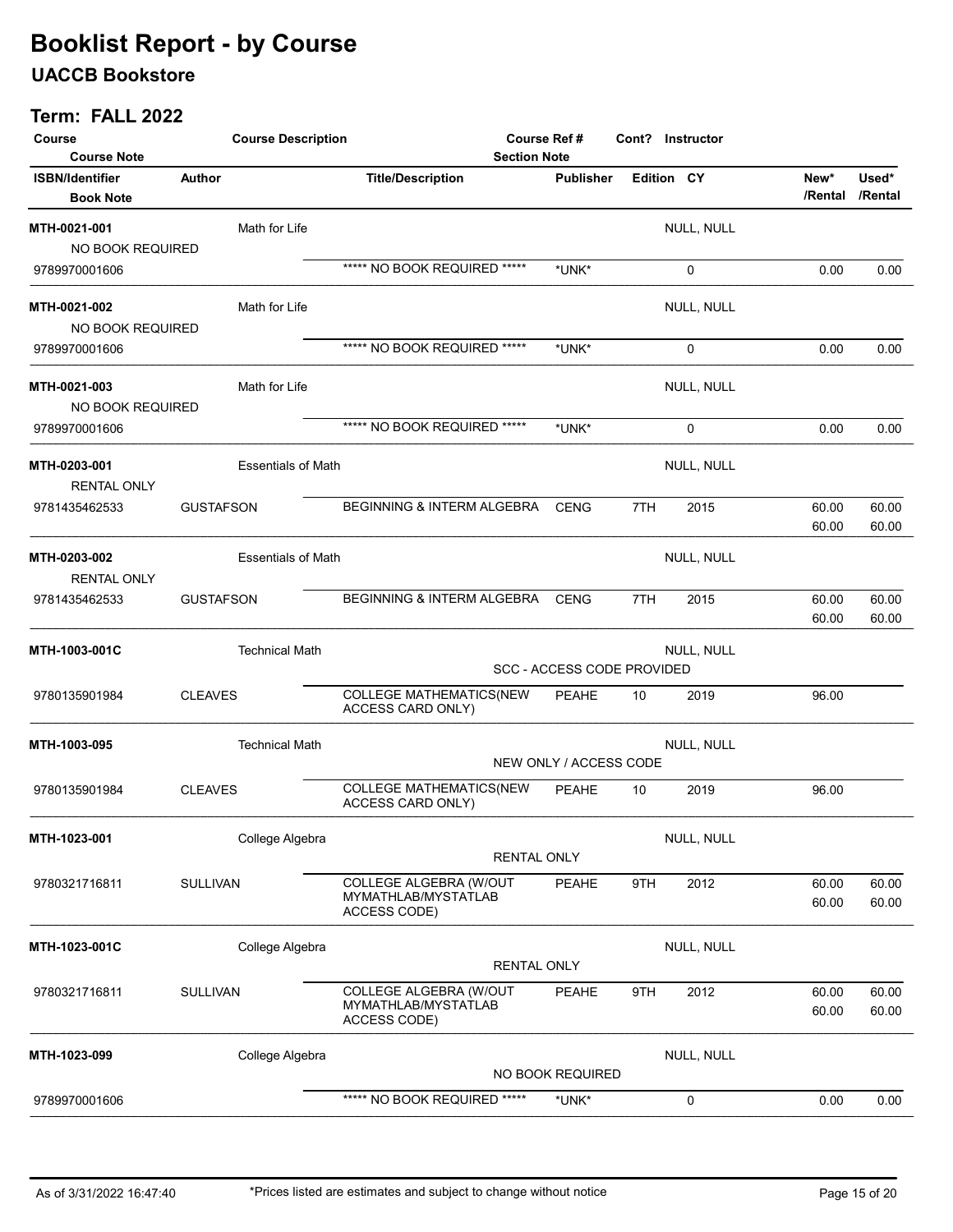# Booklist Report - by Course

## UACCB Bookstore

### Term: FALL 2022

| Course / Course Note | Course Description | Course Ref # / Section Note | Cont? | Instructor |
|---|---|---|---|---|

| ISBN/Identifier / Book Note | Author | Title/Description | Publisher | Edition | CY | New* /Rental | Used* /Rental |
|---|---|---|---|---|---|---|---|

**MTH-0021-001** — Math for Life — NULL, NULL
NO BOOK REQUIRED

| ISBN/Identifier | Author | Title/Description | Publisher | Edition | CY | New* /Rental | Used* /Rental |
|---|---|---|---|---|---|---|---|
| 9789970001606 | | ***** NO BOOK REQUIRED ***** | *UNK* | | 0 | 0.00 | 0.00 |

**MTH-0021-002** — Math for Life — NULL, NULL
NO BOOK REQUIRED

| ISBN/Identifier | Author | Title/Description | Publisher | Edition | CY | New* /Rental | Used* /Rental |
|---|---|---|---|---|---|---|---|
| 9789970001606 | | ***** NO BOOK REQUIRED ***** | *UNK* | | 0 | 0.00 | 0.00 |

**MTH-0021-003** — Math for Life — NULL, NULL
NO BOOK REQUIRED

| ISBN/Identifier | Author | Title/Description | Publisher | Edition | CY | New* /Rental | Used* /Rental |
|---|---|---|---|---|---|---|---|
| 9789970001606 | | ***** NO BOOK REQUIRED ***** | *UNK* | | 0 | 0.00 | 0.00 |

**MTH-0203-001** — Essentials of Math — NULL, NULL
RENTAL ONLY

| ISBN/Identifier | Author | Title/Description | Publisher | Edition | CY | New* /Rental | Used* /Rental |
|---|---|---|---|---|---|---|---|
| 9781435462533 | GUSTAFSON | BEGINNING & INTERM ALGEBRA | CENG | 7TH | 2015 | 60.00 / 60.00 | 60.00 / 60.00 |

**MTH-0203-002** — Essentials of Math — NULL, NULL
RENTAL ONLY

| ISBN/Identifier | Author | Title/Description | Publisher | Edition | CY | New* /Rental | Used* /Rental |
|---|---|---|---|---|---|---|---|
| 9781435462533 | GUSTAFSON | BEGINNING & INTERM ALGEBRA | CENG | 7TH | 2015 | 60.00 / 60.00 | 60.00 / 60.00 |

**MTH-1003-001C** — Technical Math — NULL, NULL
SCC - ACCESS CODE PROVIDED

| ISBN/Identifier | Author | Title/Description | Publisher | Edition | CY | New* /Rental | Used* /Rental |
|---|---|---|---|---|---|---|---|
| 9780135901984 | CLEAVES | COLLEGE MATHEMATICS(NEW ACCESS CARD ONLY) | PEAHE | 10 | 2019 | 96.00 | |

**MTH-1003-095** — Technical Math — NULL, NULL
NEW ONLY / ACCESS CODE

| ISBN/Identifier | Author | Title/Description | Publisher | Edition | CY | New* /Rental | Used* /Rental |
|---|---|---|---|---|---|---|---|
| 9780135901984 | CLEAVES | COLLEGE MATHEMATICS(NEW ACCESS CARD ONLY) | PEAHE | 10 | 2019 | 96.00 | |

**MTH-1023-001** — College Algebra — NULL, NULL
RENTAL ONLY

| ISBN/Identifier | Author | Title/Description | Publisher | Edition | CY | New* /Rental | Used* /Rental |
|---|---|---|---|---|---|---|---|
| 9780321716811 | SULLIVAN | COLLEGE ALGEBRA (W/OUT MYMATHLAB/MYSTATLAB ACCESS CODE) | PEAHE | 9TH | 2012 | 60.00 / 60.00 | 60.00 / 60.00 |

**MTH-1023-001C** — College Algebra — NULL, NULL
RENTAL ONLY

| ISBN/Identifier | Author | Title/Description | Publisher | Edition | CY | New* /Rental | Used* /Rental |
|---|---|---|---|---|---|---|---|
| 9780321716811 | SULLIVAN | COLLEGE ALGEBRA (W/OUT MYMATHLAB/MYSTATLAB ACCESS CODE) | PEAHE | 9TH | 2012 | 60.00 / 60.00 | 60.00 / 60.00 |

**MTH-1023-099** — College Algebra — NULL, NULL
NO BOOK REQUIRED

| ISBN/Identifier | Author | Title/Description | Publisher | Edition | CY | New* /Rental | Used* /Rental |
|---|---|---|---|---|---|---|---|
| 9789970001606 | | ***** NO BOOK REQUIRED ***** | *UNK* | | 0 | 0.00 | 0.00 |

As of 3/31/2022 16:47:40 — *Prices listed are estimates and subject to change without notice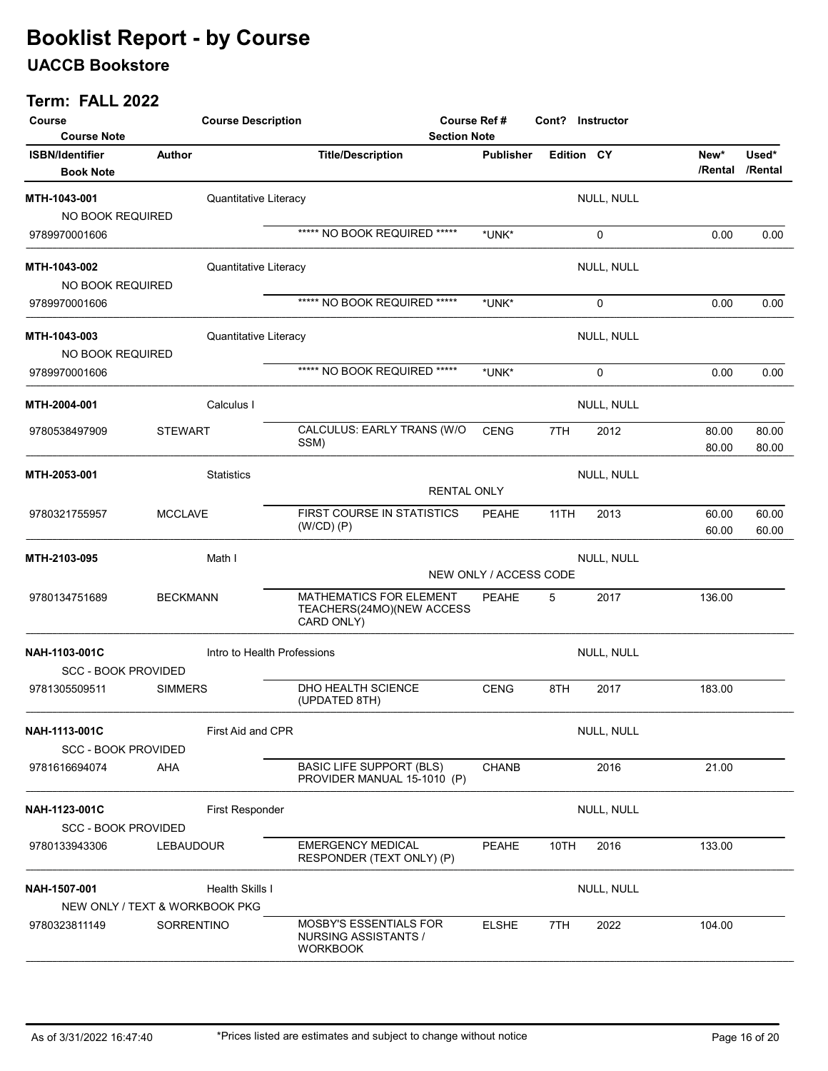# Booklist Report - by Course

## UACCB Bookstore

### Term: FALL 2022

| Course / Course Note | Course Description | Course Ref # / Section Note | Cont? | Instructor | | |
|---|---|---|---|---|---|---|
| **ISBN/Identifier** / Book Note | **Author** | **Title/Description** | **Publisher** | **Edition** | **CY** | **New\* /Rental** | **Used\* /Rental** |

| ISBN/Identifier | Author | Title/Description | Publisher | Edition | CY | New* /Rental | Used* /Rental |
|---|---|---|---|---|---|---|---|
| **MTH-1043-001** — Quantitative Literacy — NULL, NULL | | | | | | | |
| NO BOOK REQUIRED | | | | | | | |
| 9789970001606 | | ***** NO BOOK REQUIRED ***** | *UNK* | | 0 | 0.00 | 0.00 |
| **MTH-1043-002** — Quantitative Literacy — NULL, NULL | | | | | | | |
| NO BOOK REQUIRED | | | | | | | |
| 9789970001606 | | ***** NO BOOK REQUIRED ***** | *UNK* | | 0 | 0.00 | 0.00 |
| **MTH-1043-003** — Quantitative Literacy — NULL, NULL | | | | | | | |
| NO BOOK REQUIRED | | | | | | | |
| 9789970001606 | | ***** NO BOOK REQUIRED ***** | *UNK* | | 0 | 0.00 | 0.00 |
| **MTH-2004-001** — Calculus I — NULL, NULL | | | | | | | |
| 9780538497909 | STEWART | CALCULUS: EARLY TRANS (W/O SSM) | CENG | 7TH | 2012 | 80.00 / 80.00 | 80.00 / 80.00 |
| **MTH-2053-001** — Statistics — NULL, NULL | | | | | | | |
| RENTAL ONLY | | | | | | | |
| 9780321755957 | MCCLAVE | FIRST COURSE IN STATISTICS (W/CD) (P) | PEAHE | 11TH | 2013 | 60.00 / 60.00 | 60.00 / 60.00 |
| **MTH-2103-095** — Math I — NULL, NULL | | | | | | | |
| NEW ONLY / ACCESS CODE | | | | | | | |
| 9780134751689 | BECKMANN | MATHEMATICS FOR ELEMENT TEACHERS(24MO)(NEW ACCESS CARD ONLY) | PEAHE | 5 | 2017 | 136.00 | |
| **NAH-1103-001C** — Intro to Health Professions — NULL, NULL | | | | | | | |
| SCC - BOOK PROVIDED | | | | | | | |
| 9781305509511 | SIMMERS | DHO HEALTH SCIENCE (UPDATED 8TH) | CENG | 8TH | 2017 | 183.00 | |
| **NAH-1113-001C** — First Aid and CPR — NULL, NULL | | | | | | | |
| SCC - BOOK PROVIDED | | | | | | | |
| 9781616694074 | AHA | BASIC LIFE SUPPORT (BLS) PROVIDER MANUAL 15-1010 (P) | CHANB | | 2016 | 21.00 | |
| **NAH-1123-001C** — First Responder — NULL, NULL | | | | | | | |
| SCC - BOOK PROVIDED | | | | | | | |
| 9780133943306 | LEBAUDOUR | EMERGENCY MEDICAL RESPONDER (TEXT ONLY) (P) | PEAHE | 10TH | 2016 | 133.00 | |
| **NAH-1507-001** — Health Skills I — NULL, NULL | | | | | | | |
| NEW ONLY / TEXT & WORKBOOK PKG | | | | | | | |
| 9780323811149 | SORRENTINO | MOSBY'S ESSENTIALS FOR NURSING ASSISTANTS / WORKBOOK | ELSHE | 7TH | 2022 | 104.00 | |

As of 3/31/2022 16:47:40 — *Prices listed are estimates and subject to change without notice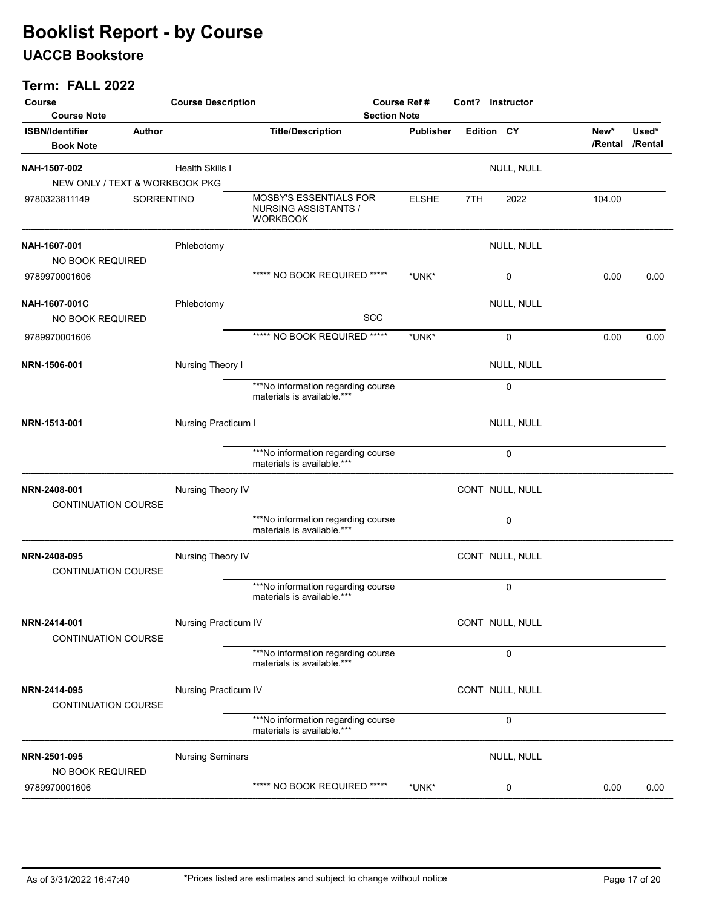# Booklist Report - by Course

## UACCB Bookstore

### Term: FALL 2022

| Course / Course Note | Course Description | Course Ref # / Section Note | Cont? | Instructor | | |
|---|---|---|---|---|---|---|
| **ISBN/Identifier** / **Book Note** | **Author** | **Title/Description** | **Publisher** | **Edition** | **CY** | **New\*/Rental** | **Used\*/Rental** |

| Course / ISBN | Author / Course Description | Title/Description / Section Note | Publisher | Cont? / Edition | Instructor / CY | New*/Rental | Used*/Rental |
|---|---|---|---|---|---|---|---|
| **NAH-1507-002** | Health Skills I | | | | NULL, NULL | | |
| NEW ONLY / TEXT & WORKBOOK PKG | | | | | | | |
| 9780323811149 | SORRENTINO | MOSBY'S ESSENTIALS FOR NURSING ASSISTANTS / WORKBOOK | ELSHE | 7TH | 2022 | 104.00 | |
| **NAH-1607-001** | Phlebotomy | | | | NULL, NULL | | |
| NO BOOK REQUIRED | | | | | | | |
| 9789970001606 | | ***** NO BOOK REQUIRED ***** | *UNK* | | 0 | 0.00 | 0.00 |
| **NAH-1607-001C** | Phlebotomy | | | | NULL, NULL | | |
| NO BOOK REQUIRED | | SCC | | | | | |
| 9789970001606 | | ***** NO BOOK REQUIRED ***** | *UNK* | | 0 | 0.00 | 0.00 |
| **NRN-1506-001** | Nursing Theory I | | | | NULL, NULL | | |
| | | ***No information regarding course materials is available.*** | | | 0 | | |
| **NRN-1513-001** | Nursing Practicum I | | | | NULL, NULL | | |
| | | ***No information regarding course materials is available.*** | | | 0 | | |
| **NRN-2408-001** | Nursing Theory IV | | | CONT | NULL, NULL | | |
| CONTINUATION COURSE | | | | | | | |
| | | ***No information regarding course materials is available.*** | | | 0 | | |
| **NRN-2408-095** | Nursing Theory IV | | | CONT | NULL, NULL | | |
| CONTINUATION COURSE | | | | | | | |
| | | ***No information regarding course materials is available.*** | | | 0 | | |
| **NRN-2414-001** | Nursing Practicum IV | | | CONT | NULL, NULL | | |
| CONTINUATION COURSE | | | | | | | |
| | | ***No information regarding course materials is available.*** | | | 0 | | |
| **NRN-2414-095** | Nursing Practicum IV | | | CONT | NULL, NULL | | |
| CONTINUATION COURSE | | | | | | | |
| | | ***No information regarding course materials is available.*** | | | 0 | | |
| **NRN-2501-095** | Nursing Seminars | | | | NULL, NULL | | |
| NO BOOK REQUIRED | | | | | | | |
| 9789970001606 | | ***** NO BOOK REQUIRED ***** | *UNK* | | 0 | 0.00 | 0.00 |

As of 3/31/2022 16:47:40 — *Prices listed are estimates and subject to change without notice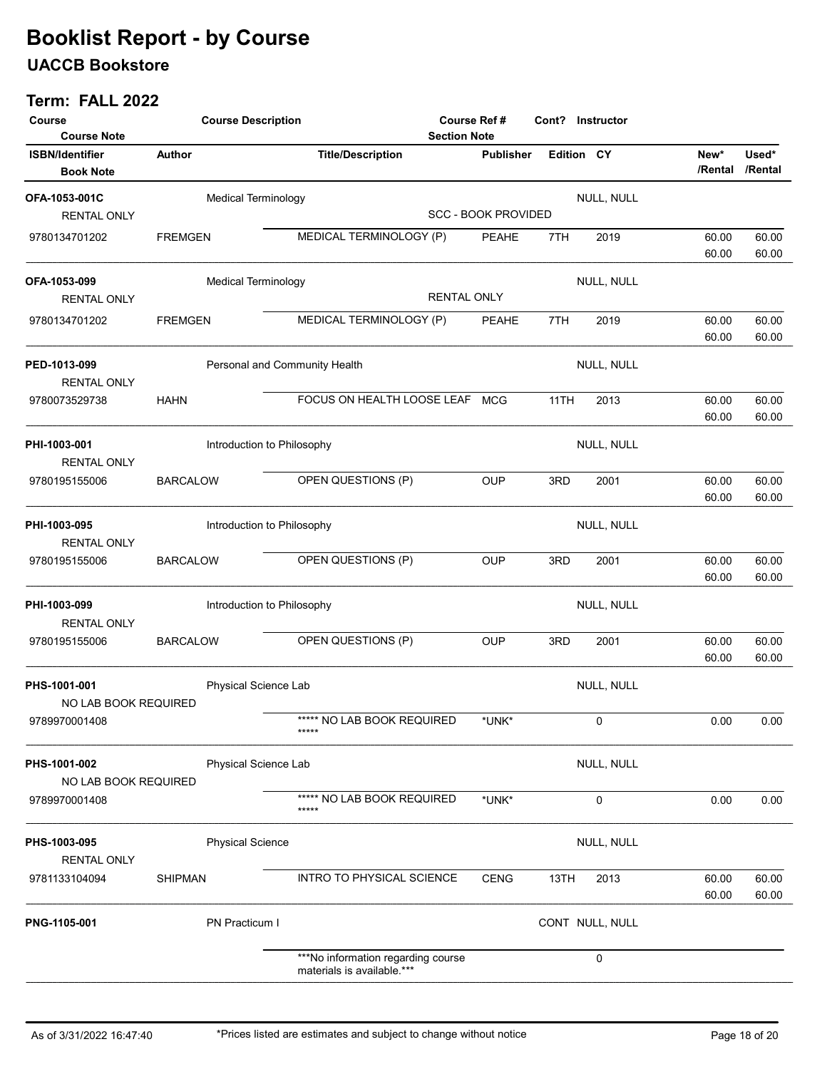# Booklist Report - by Course

## UACCB Bookstore

### Term: FALL 2022

| Course / Course Note | Course Description | | Course Ref # / Section Note | | Cont? | Instructor | | |
|---|---|---|---|---|---|---|---|---|
| **ISBN/Identifier** / **Book Note** | **Author** | **Title/Description** | **Publisher** | **Edition** | **CY** | | **New\* /Rental** | **Used\* /Rental** |
| **OFA-1053-001C** | Medical Terminology | | | | | NULL, NULL | | |
| RENTAL ONLY | | | SCC - BOOK PROVIDED | | | | | |
| 9780134701202 | FREMGEN | MEDICAL TERMINOLOGY (P) | PEAHE | 7TH | 2019 | | 60.00 / 60.00 | 60.00 / 60.00 |
| **OFA-1053-099** | Medical Terminology | | | | | NULL, NULL | | |
| RENTAL ONLY | | | RENTAL ONLY | | | | | |
| 9780134701202 | FREMGEN | MEDICAL TERMINOLOGY (P) | PEAHE | 7TH | 2019 | | 60.00 / 60.00 | 60.00 / 60.00 |
| **PED-1013-099** | Personal and Community Health | | | | | NULL, NULL | | |
| RENTAL ONLY | | | | | | | | |
| 9780073529738 | HAHN | FOCUS ON HEALTH LOOSE LEAF | MCG | 11TH | 2013 | | 60.00 / 60.00 | 60.00 / 60.00 |
| **PHI-1003-001** | Introduction to Philosophy | | | | | NULL, NULL | | |
| RENTAL ONLY | | | | | | | | |
| 9780195155006 | BARCALOW | OPEN QUESTIONS (P) | OUP | 3RD | 2001 | | 60.00 / 60.00 | 60.00 / 60.00 |
| **PHI-1003-095** | Introduction to Philosophy | | | | | NULL, NULL | | |
| RENTAL ONLY | | | | | | | | |
| 9780195155006 | BARCALOW | OPEN QUESTIONS (P) | OUP | 3RD | 2001 | | 60.00 / 60.00 | 60.00 / 60.00 |
| **PHI-1003-099** | Introduction to Philosophy | | | | | NULL, NULL | | |
| RENTAL ONLY | | | | | | | | |
| 9780195155006 | BARCALOW | OPEN QUESTIONS (P) | OUP | 3RD | 2001 | | 60.00 / 60.00 | 60.00 / 60.00 |
| **PHS-1001-001** | Physical Science Lab | | | | | NULL, NULL | | |
| NO LAB BOOK REQUIRED | | | | | | | | |
| 9789970001408 | | ***** NO LAB BOOK REQUIRED ***** | *UNK* | | 0 | | 0.00 | 0.00 |
| **PHS-1001-002** | Physical Science Lab | | | | | NULL, NULL | | |
| NO LAB BOOK REQUIRED | | | | | | | | |
| 9789970001408 | | ***** NO LAB BOOK REQUIRED ***** | *UNK* | | 0 | | 0.00 | 0.00 |
| **PHS-1003-095** | Physical Science | | | | | NULL, NULL | | |
| RENTAL ONLY | | | | | | | | |
| 9781133104094 | SHIPMAN | INTRO TO PHYSICAL SCIENCE | CENG | 13TH | 2013 | | 60.00 / 60.00 | 60.00 / 60.00 |
| **PNG-1105-001** | PN Practicum I | | | | CONT | NULL, NULL | | |
| | | ***No information regarding course materials is available.*** | | | 0 | | | |

As of 3/31/2022 16:47:40 — *Prices listed are estimates and subject to change without notice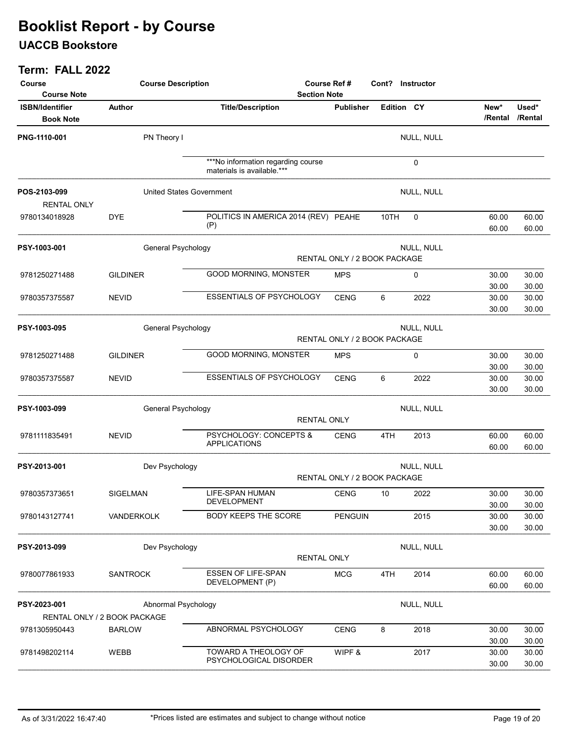# Booklist Report - by Course

## UACCB Bookstore

### Term: FALL 2022

| Course / Course Note | Course Description | Course Ref # / Section Note | Cont? | Instructor | | | |
|---|---|---|---|---|---|---|---|
| **ISBN/Identifier / Book Note** | **Author** | **Title/Description** | **Publisher** | **Edition** | **CY** | **New\* /Rental** | **Used\* /Rental** |
| **PNG-1110-001** | PN Theory I | | | | NULL, NULL | | |
| | | ***No information regarding course materials is available.*** | | | 0 | | |
| **POS-2103-099** RENTAL ONLY | United States Government | | | | NULL, NULL | | |
| 9780134018928 | DYE | POLITICS IN AMERICA 2014 (REV) (P) | PEAHE | 10TH | 0 | 60.00 / 60.00 | 60.00 / 60.00 |
| **PSY-1003-001** | General Psychology | RENTAL ONLY / 2 BOOK PACKAGE | | | NULL, NULL | | |
| 9781250271488 | GILDINER | GOOD MORNING, MONSTER | MPS | | 0 | 30.00 / 30.00 | 30.00 / 30.00 |
| 9780357375587 | NEVID | ESSENTIALS OF PSYCHOLOGY | CENG | 6 | 2022 | 30.00 / 30.00 | 30.00 / 30.00 |
| **PSY-1003-095** | General Psychology | RENTAL ONLY / 2 BOOK PACKAGE | | | NULL, NULL | | |
| 9781250271488 | GILDINER | GOOD MORNING, MONSTER | MPS | | 0 | 30.00 / 30.00 | 30.00 / 30.00 |
| 9780357375587 | NEVID | ESSENTIALS OF PSYCHOLOGY | CENG | 6 | 2022 | 30.00 / 30.00 | 30.00 / 30.00 |
| **PSY-1003-099** | General Psychology | RENTAL ONLY | | | NULL, NULL | | |
| 9781111835491 | NEVID | PSYCHOLOGY: CONCEPTS & APPLICATIONS | CENG | 4TH | 2013 | 60.00 / 60.00 | 60.00 / 60.00 |
| **PSY-2013-001** | Dev Psychology | RENTAL ONLY / 2 BOOK PACKAGE | | | NULL, NULL | | |
| 9780357373651 | SIGELMAN | LIFE-SPAN HUMAN DEVELOPMENT | CENG | 10 | 2022 | 30.00 / 30.00 | 30.00 / 30.00 |
| 9780143127741 | VANDERKOLK | BODY KEEPS THE SCORE | PENGUIN | | 2015 | 30.00 / 30.00 | 30.00 / 30.00 |
| **PSY-2013-099** | Dev Psychology | RENTAL ONLY | | | NULL, NULL | | |
| 9780077861933 | SANTROCK | ESSEN OF LIFE-SPAN DEVELOPMENT (P) | MCG | 4TH | 2014 | 60.00 / 60.00 | 60.00 / 60.00 |
| **PSY-2023-001** RENTAL ONLY / 2 BOOK PACKAGE | Abnormal Psychology | | | | NULL, NULL | | |
| 9781305950443 | BARLOW | ABNORMAL PSYCHOLOGY | CENG | 8 | 2018 | 30.00 / 30.00 | 30.00 / 30.00 |
| 9781498202114 | WEBB | TOWARD A THEOLOGY OF PSYCHOLOGICAL DISORDER | WIPF & | | 2017 | 30.00 / 30.00 | 30.00 / 30.00 |

As of 3/31/2022 16:47:40 — *Prices listed are estimates and subject to change without notice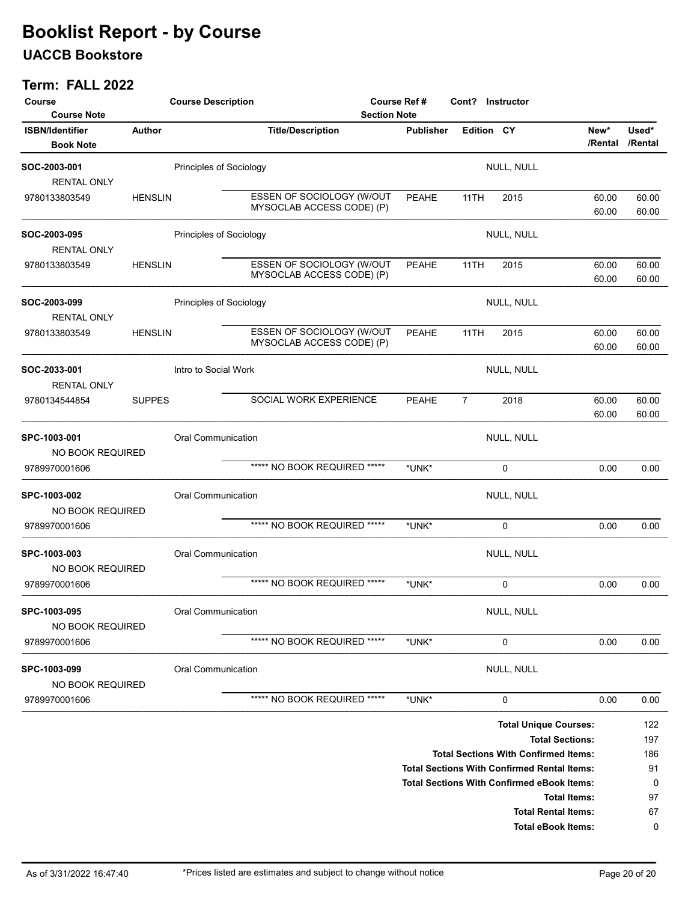# Booklist Report - by Course

## UACCB Bookstore

### Term: FALL 2022

| Course / Course Note | Course Description | Course Ref # / Section Note | Cont? | Instructor | | | |
|---|---|---|---|---|---|---|---|
| **ISBN/Identifier** / **Book Note** | **Author** | **Title/Description** | **Publisher** | **Edition** | **CY** | **New\*/Rental** | **Used\*/Rental** |
| **SOC-2003-001** | Principles of Sociology | | | NULL, NULL | | | |
| RENTAL ONLY | | | | | | | |
| 9780133803549 | HENSLIN | ESSEN OF SOCIOLOGY (W/OUT MYSOCLAB ACCESS CODE) (P) | PEAHE | 11TH | 2015 | 60.00 / 60.00 | 60.00 / 60.00 |
| **SOC-2003-095** | Principles of Sociology | | | NULL, NULL | | | |
| RENTAL ONLY | | | | | | | |
| 9780133803549 | HENSLIN | ESSEN OF SOCIOLOGY (W/OUT MYSOCLAB ACCESS CODE) (P) | PEAHE | 11TH | 2015 | 60.00 / 60.00 | 60.00 / 60.00 |
| **SOC-2003-099** | Principles of Sociology | | | NULL, NULL | | | |
| RENTAL ONLY | | | | | | | |
| 9780133803549 | HENSLIN | ESSEN OF SOCIOLOGY (W/OUT MYSOCLAB ACCESS CODE) (P) | PEAHE | 11TH | 2015 | 60.00 / 60.00 | 60.00 / 60.00 |
| **SOC-2033-001** | Intro to Social Work | | | NULL, NULL | | | |
| RENTAL ONLY | | | | | | | |
| 9780134544854 | SUPPES | SOCIAL WORK EXPERIENCE | PEAHE | 7 | 2018 | 60.00 / 60.00 | 60.00 / 60.00 |
| **SPC-1003-001** | Oral Communication | | | NULL, NULL | | | |
| NO BOOK REQUIRED | | | | | | | |
| 9789970001606 | | ***** NO BOOK REQUIRED ***** | *UNK* | | 0 | 0.00 | 0.00 |
| **SPC-1003-002** | Oral Communication | | | NULL, NULL | | | |
| NO BOOK REQUIRED | | | | | | | |
| 9789970001606 | | ***** NO BOOK REQUIRED ***** | *UNK* | | 0 | 0.00 | 0.00 |
| **SPC-1003-003** | Oral Communication | | | NULL, NULL | | | |
| NO BOOK REQUIRED | | | | | | | |
| 9789970001606 | | ***** NO BOOK REQUIRED ***** | *UNK* | | 0 | 0.00 | 0.00 |
| **SPC-1003-095** | Oral Communication | | | NULL, NULL | | | |
| NO BOOK REQUIRED | | | | | | | |
| 9789970001606 | | ***** NO BOOK REQUIRED ***** | *UNK* | | 0 | 0.00 | 0.00 |
| **SPC-1003-099** | Oral Communication | | | NULL, NULL | | | |
| NO BOOK REQUIRED | | | | | | | |
| 9789970001606 | | ***** NO BOOK REQUIRED ***** | *UNK* | | 0 | 0.00 | 0.00 |

| | |
|---|---|
| **Total Unique Courses:** | 122 |
| **Total Sections:** | 197 |
| **Total Sections With Confirmed Items:** | 186 |
| **Total Sections With Confirmed Rental Items:** | 91 |
| **Total Sections With Confirmed eBook Items:** | 0 |
| **Total Items:** | 97 |
| **Total Rental Items:** | 67 |
| **Total eBook Items:** | 0 |

As of 3/31/2022 16:47:40

*Prices listed are estimates and subject to change without notice